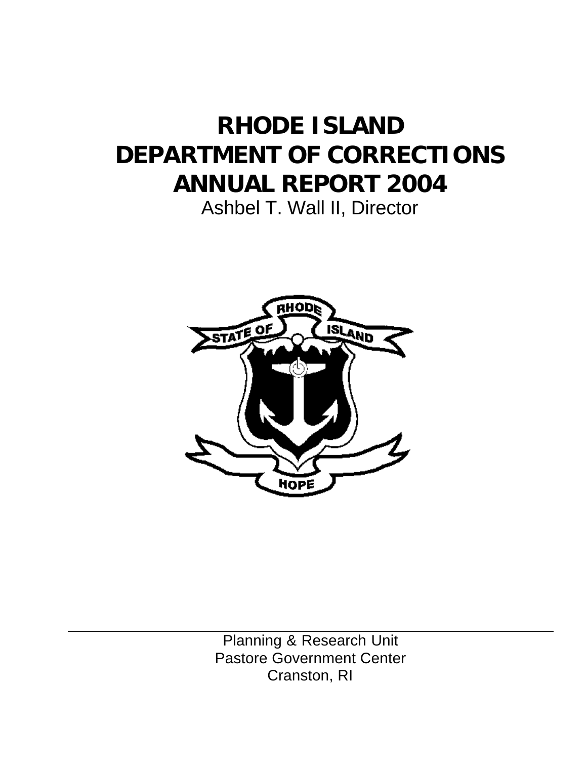# RHODE ISLAND DEPARTMENT OF CORRECTIONS ANNUAL REPORT 2004

Ashbel T. Wall II, Director

---

Planning & Research Unit
Pastore Government Center
Cranston, RI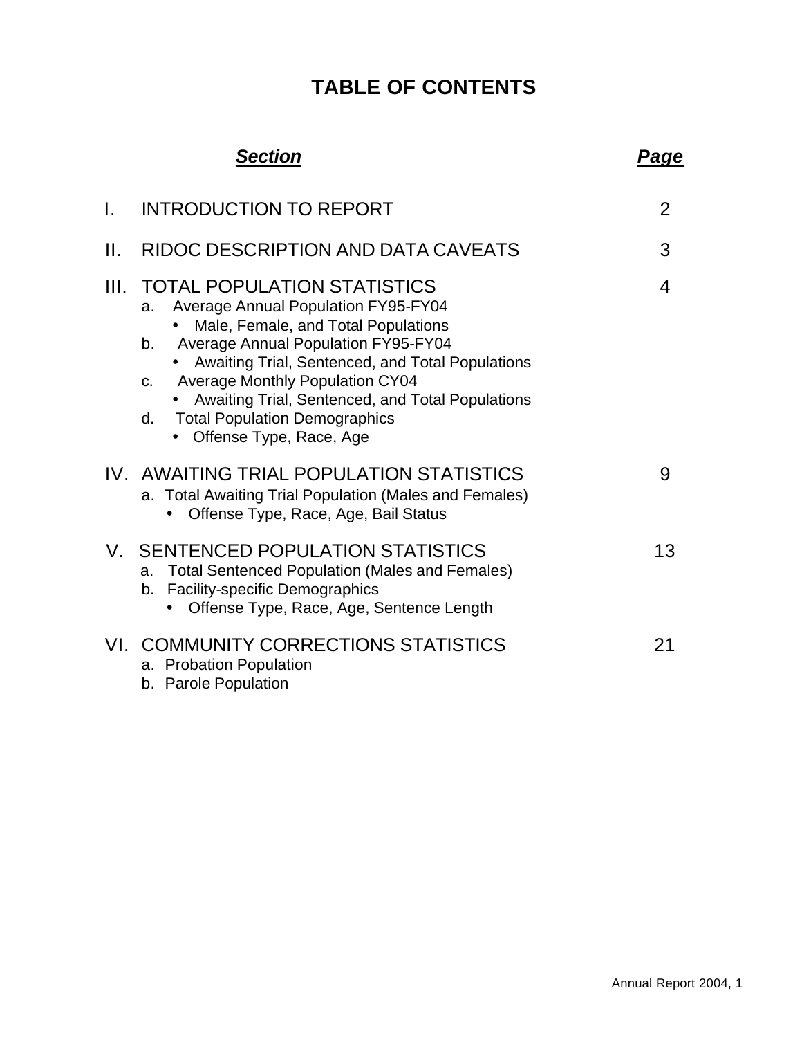# TABLE OF CONTENTS

| ***Section*** | ***Page*** |
|---|---|
| I. INTRODUCTION TO REPORT | 2 |
| II. RIDOC DESCRIPTION AND DATA CAVEATS | 3 |
| III. TOTAL POPULATION STATISTICS | 4 |
| a. Average Annual Population FY95-FY04 | |
| • Male, Female, and Total Populations | |
| b. Average Annual Population FY95-FY04 | |
| • Awaiting Trial, Sentenced, and Total Populations | |
| c. Average Monthly Population CY04 | |
| • Awaiting Trial, Sentenced, and Total Populations | |
| d. Total Population Demographics | |
| • Offense Type, Race, Age | |
| IV. AWAITING TRIAL POPULATION STATISTICS | 9 |
| a. Total Awaiting Trial Population (Males and Females) | |
| • Offense Type, Race, Age, Bail Status | |
| V. SENTENCED POPULATION STATISTICS | 13 |
| a. Total Sentenced Population (Males and Females) | |
| b. Facility-specific Demographics | |
| • Offense Type, Race, Age, Sentence Length | |
| VI. COMMUNITY CORRECTIONS STATISTICS | 21 |
| a. Probation Population | |
| b. Parole Population | |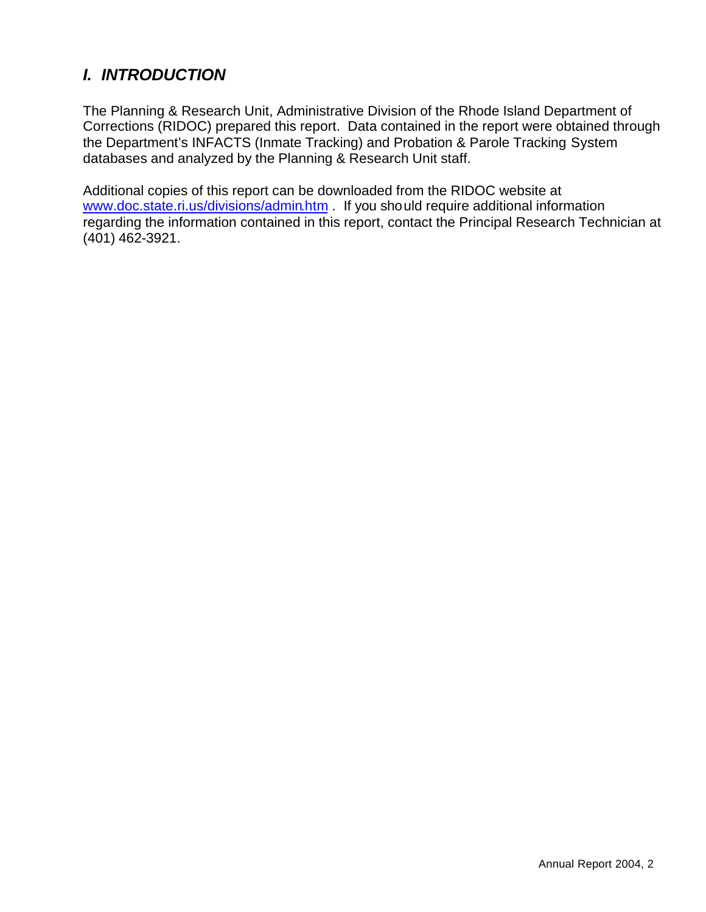## *I. INTRODUCTION*

The Planning & Research Unit, Administrative Division of the Rhode Island Department of Corrections (RIDOC) prepared this report. Data contained in the report were obtained through the Department's INFACTS (Inmate Tracking) and Probation & Parole Tracking System databases and analyzed by the Planning & Research Unit staff.

Additional copies of this report can be downloaded from the RIDOC website at www.doc.state.ri.us/divisions/admin.htm . If you should require additional information regarding the information contained in this report, contact the Principal Research Technician at (401) 462-3921.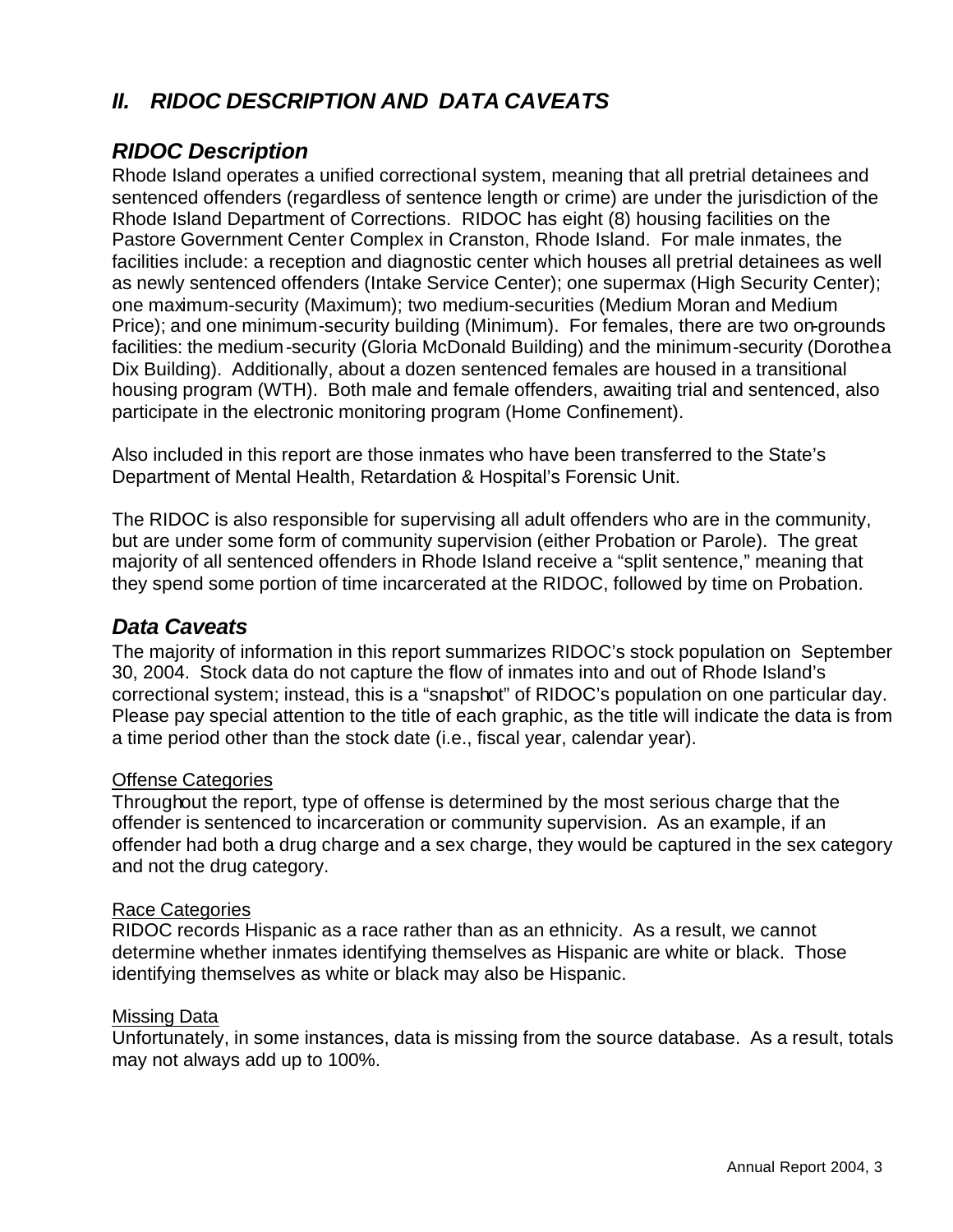## *II. RIDOC DESCRIPTION AND DATA CAVEATS*

### *RIDOC Description*

Rhode Island operates a unified correctional system, meaning that all pretrial detainees and sentenced offenders (regardless of sentence length or crime) are under the jurisdiction of the Rhode Island Department of Corrections. RIDOC has eight (8) housing facilities on the Pastore Government Center Complex in Cranston, Rhode Island. For male inmates, the facilities include: a reception and diagnostic center which houses all pretrial detainees as well as newly sentenced offenders (Intake Service Center); one supermax (High Security Center); one maximum-security (Maximum); two medium-securities (Medium Moran and Medium Price); and one minimum-security building (Minimum). For females, there are two on-grounds facilities: the medium-security (Gloria McDonald Building) and the minimum-security (Dorothea Dix Building). Additionally, about a dozen sentenced females are housed in a transitional housing program (WTH). Both male and female offenders, awaiting trial and sentenced, also participate in the electronic monitoring program (Home Confinement).

Also included in this report are those inmates who have been transferred to the State's Department of Mental Health, Retardation & Hospital's Forensic Unit.

The RIDOC is also responsible for supervising all adult offenders who are in the community, but are under some form of community supervision (either Probation or Parole). The great majority of all sentenced offenders in Rhode Island receive a "split sentence," meaning that they spend some portion of time incarcerated at the RIDOC, followed by time on Probation.

### *Data Caveats*

The majority of information in this report summarizes RIDOC's stock population on September 30, 2004. Stock data do not capture the flow of inmates into and out of Rhode Island's correctional system; instead, this is a "snapshot" of RIDOC's population on one particular day. Please pay special attention to the title of each graphic, as the title will indicate the data is from a time period other than the stock date (i.e., fiscal year, calendar year).

<u>Offense Categories</u>

Throughout the report, type of offense is determined by the most serious charge that the offender is sentenced to incarceration or community supervision. As an example, if an offender had both a drug charge and a sex charge, they would be captured in the sex category and not the drug category.

<u>Race Categories</u>

RIDOC records Hispanic as a race rather than as an ethnicity. As a result, we cannot determine whether inmates identifying themselves as Hispanic are white or black. Those identifying themselves as white or black may also be Hispanic.

<u>Missing Data</u>

Unfortunately, in some instances, data is missing from the source database. As a result, totals may not always add up to 100%.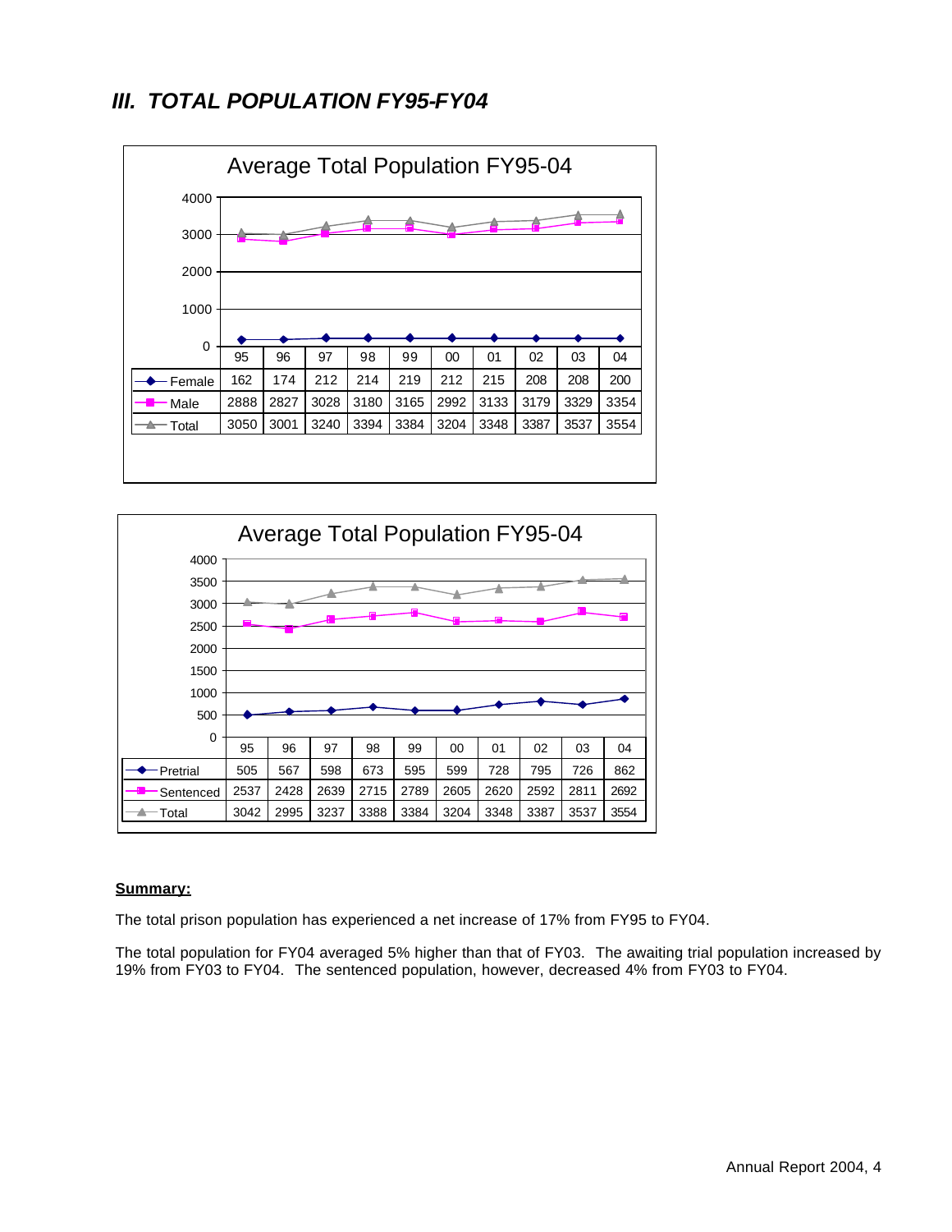## *III. TOTAL POPULATION FY95-FY04*

**Average Total Population FY95-04**

| | 95 | 96 | 97 | 98 | 99 | 00 | 01 | 02 | 03 | 04 |
|---|---|---|---|---|---|---|---|---|---|---|
| Female | 162 | 174 | 212 | 214 | 219 | 212 | 215 | 208 | 208 | 200 |
| Male | 2888 | 2827 | 3028 | 3180 | 3165 | 2992 | 3133 | 3179 | 3329 | 3354 |
| Total | 3050 | 3001 | 3240 | 3394 | 3384 | 3204 | 3348 | 3387 | 3537 | 3554 |

**Average Total Population FY95-04**

| | 95 | 96 | 97 | 98 | 99 | 00 | 01 | 02 | 03 | 04 |
|---|---|---|---|---|---|---|---|---|---|---|
| Pretrial | 505 | 567 | 598 | 673 | 595 | 599 | 728 | 795 | 726 | 862 |
| Sentenced | 2537 | 2428 | 2639 | 2715 | 2789 | 2605 | 2620 | 2592 | 2811 | 2692 |
| Total | 3042 | 2995 | 3237 | 3388 | 3384 | 3204 | 3348 | 3387 | 3537 | 3554 |

**Summary:**

The total prison population has experienced a net increase of 17% from FY95 to FY04.

The total population for FY04 averaged 5% higher than that of FY03. The awaiting trial population increased by 19% from FY03 to FY04. The sentenced population, however, decreased 4% from FY03 to FY04.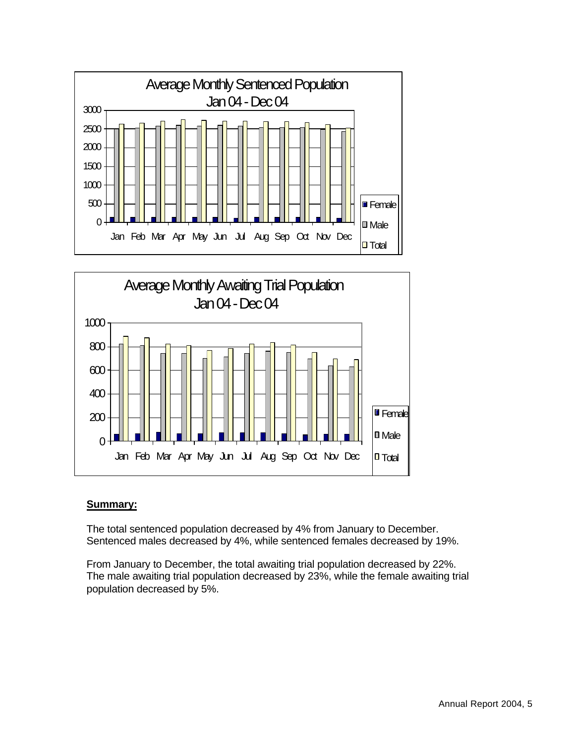**Average Monthly Sentenced Population Jan 04 - Dec 04**

**Average Monthly Awaiting Trial Population Jan 04 - Dec 04**

**Summary:**

The total sentenced population decreased by 4% from January to December. Sentenced males decreased by 4%, while sentenced females decreased by 19%.

From January to December, the total awaiting trial population decreased by 22%. The male awaiting trial population decreased by 23%, while the female awaiting trial population decreased by 5%.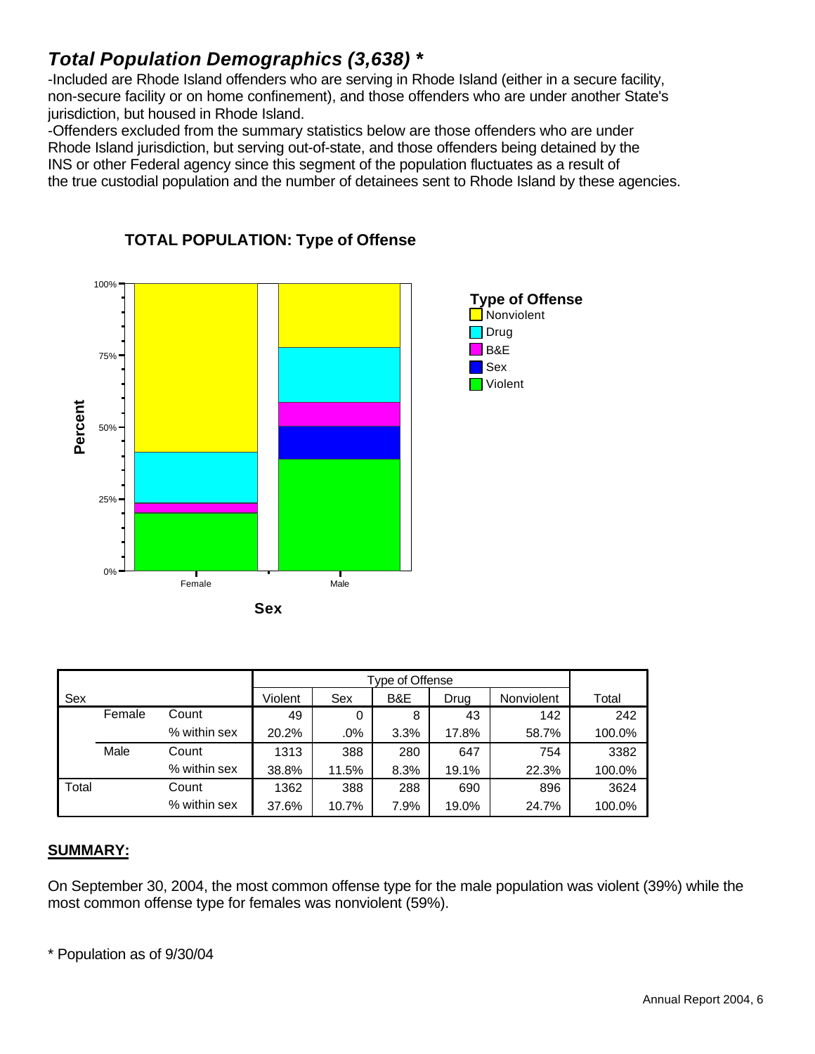## *Total Population Demographics (3,638) **

-Included are Rhode Island offenders who are serving in Rhode Island (either in a secure facility, non-secure facility or on home confinement), and those offenders who are under another State's jurisdiction, but housed in Rhode Island.

-Offenders excluded from the summary statistics below are those offenders who are under Rhode Island jurisdiction, but serving out-of-state, and those offenders being detained by the INS or other Federal agency since this segment of the population fluctuates as a result of the true custodial population and the number of detainees sent to Rhode Island by these agencies.

**TOTAL POPULATION: Type of Offense**

| Sex | | | Type of Offense | | | | | Total |
|---|---|---|---|---|---|---|---|---|
| | | | Violent | Sex | B&E | Drug | Nonviolent | |
| | Female | Count | 49 | 0 | 8 | 43 | 142 | 242 |
| | | % within sex | 20.2% | .0% | 3.3% | 17.8% | 58.7% | 100.0% |
| | Male | Count | 1313 | 388 | 280 | 647 | 754 | 3382 |
| | | % within sex | 38.8% | 11.5% | 8.3% | 19.1% | 22.3% | 100.0% |
| Total | | Count | 1362 | 388 | 288 | 690 | 896 | 3624 |
| | | % within sex | 37.6% | 10.7% | 7.9% | 19.0% | 24.7% | 100.0% |

**SUMMARY:**

On September 30, 2004, the most common offense type for the male population was violent (39%) while the most common offense type for females was nonviolent (59%).

\* Population as of 9/30/04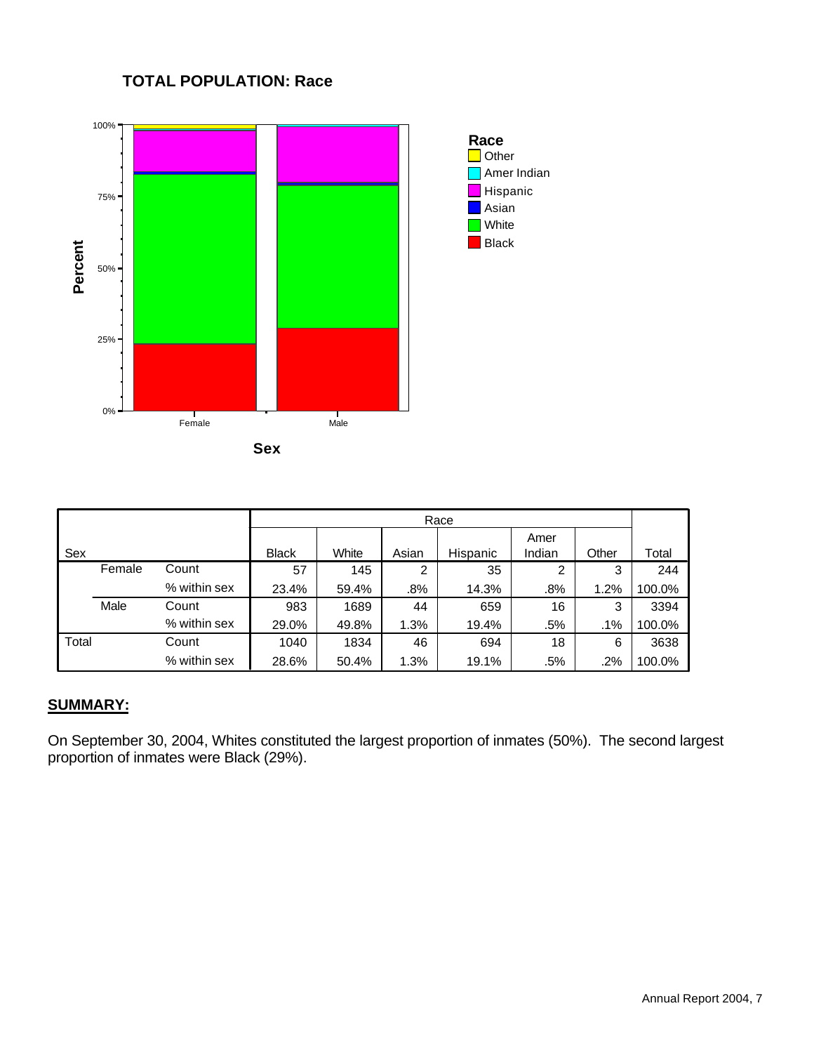## TOTAL POPULATION: Race

| Sex | | | Black | White | Asian | Hispanic | Amer Indian | Other | Total |
|---|---|---|---|---|---|---|---|---|---|
| | Female | Count | 57 | 145 | 2 | 35 | 2 | 3 | 244 |
| | | % within sex | 23.4% | 59.4% | .8% | 14.3% | .8% | 1.2% | 100.0% |
| | Male | Count | 983 | 1689 | 44 | 659 | 16 | 3 | 3394 |
| | | % within sex | 29.0% | 49.8% | 1.3% | 19.4% | .5% | .1% | 100.0% |
| Total | | Count | 1040 | 1834 | 46 | 694 | 18 | 6 | 3638 |
| | | % within sex | 28.6% | 50.4% | 1.3% | 19.1% | .5% | .2% | 100.0% |

**SUMMARY:**

On September 30, 2004, Whites constituted the largest proportion of inmates (50%). The second largest proportion of inmates were Black (29%).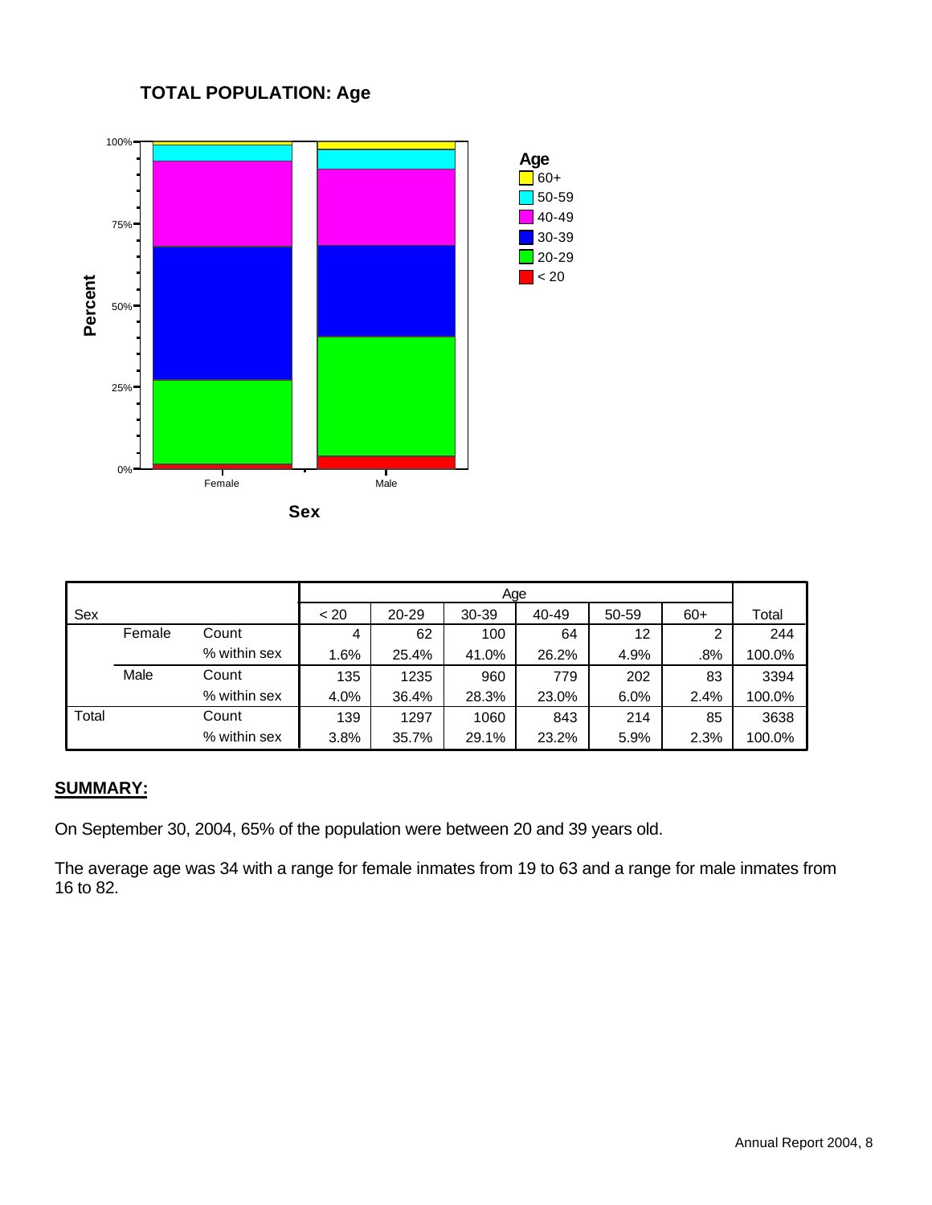## TOTAL POPULATION: Age

| Sex | | Age < 20 | 20-29 | 30-39 | 40-49 | 50-59 | 60+ | Total |
|---|---|---|---|---|---|---|---|---|
| Female | Count | 4 | 62 | 100 | 64 | 12 | 2 | 244 |
| | % within sex | 1.6% | 25.4% | 41.0% | 26.2% | 4.9% | .8% | 100.0% |
| Male | Count | 135 | 1235 | 960 | 779 | 202 | 83 | 3394 |
| | % within sex | 4.0% | 36.4% | 28.3% | 23.0% | 6.0% | 2.4% | 100.0% |
| Total | Count | 139 | 1297 | 1060 | 843 | 214 | 85 | 3638 |
| | % within sex | 3.8% | 35.7% | 29.1% | 23.2% | 5.9% | 2.3% | 100.0% |

**SUMMARY:**

On September 30, 2004, 65% of the population were between 20 and 39 years old.

The average age was 34 with a range for female inmates from 19 to 63 and a range for male inmates from 16 to 82.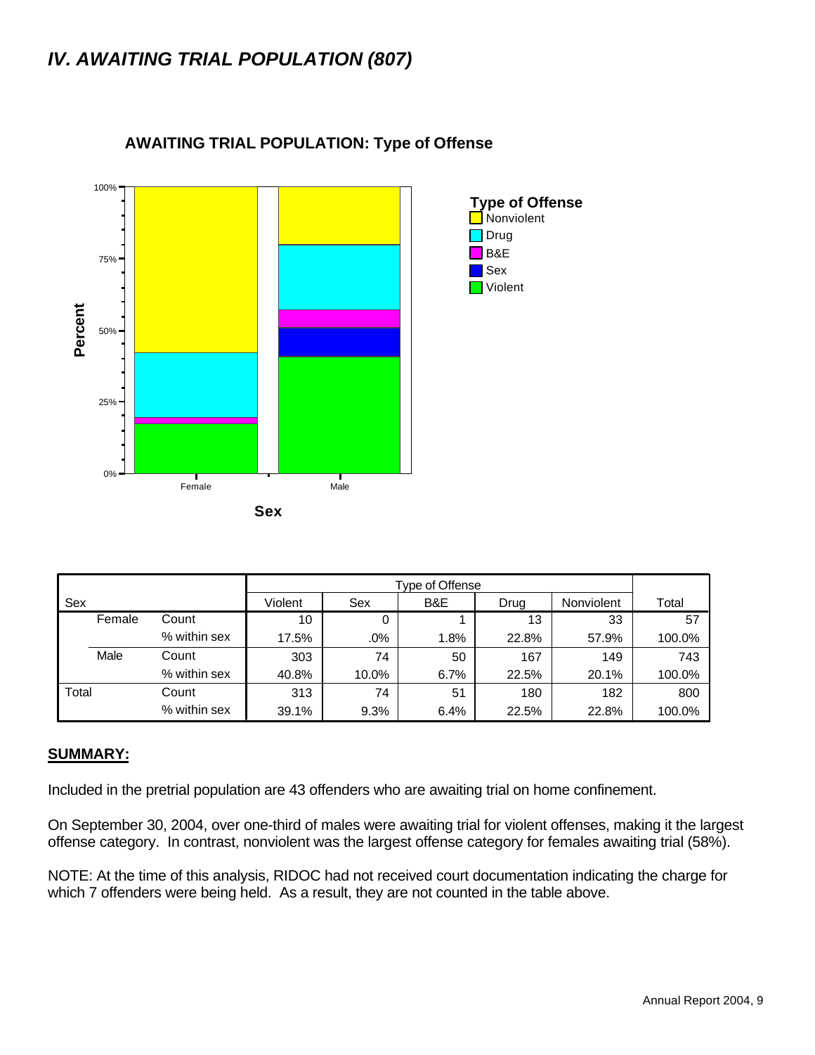## *IV. AWAITING TRIAL POPULATION (807)*

**AWAITING TRIAL POPULATION: Type of Offense**

| Sex | | Violent | Sex | B&E | Drug | Nonviolent | Total |
|---|---|---|---|---|---|---|---|
| | | Type of Offense | | | | | |
| Female | Count | 10 | 0 | 1 | 13 | 33 | 57 |
| | % within sex | 17.5% | .0% | 1.8% | 22.8% | 57.9% | 100.0% |
| Male | Count | 303 | 74 | 50 | 167 | 149 | 743 |
| | % within sex | 40.8% | 10.0% | 6.7% | 22.5% | 20.1% | 100.0% |
| Total | Count | 313 | 74 | 51 | 180 | 182 | 800 |
| | % within sex | 39.1% | 9.3% | 6.4% | 22.5% | 22.8% | 100.0% |

**SUMMARY:**

Included in the pretrial population are 43 offenders who are awaiting trial on home confinement.

On September 30, 2004, over one-third of males were awaiting trial for violent offenses, making it the largest offense category. In contrast, nonviolent was the largest offense category for females awaiting trial (58%).

NOTE: At the time of this analysis, RIDOC had not received court documentation indicating the charge for which 7 offenders were being held. As a result, they are not counted in the table above.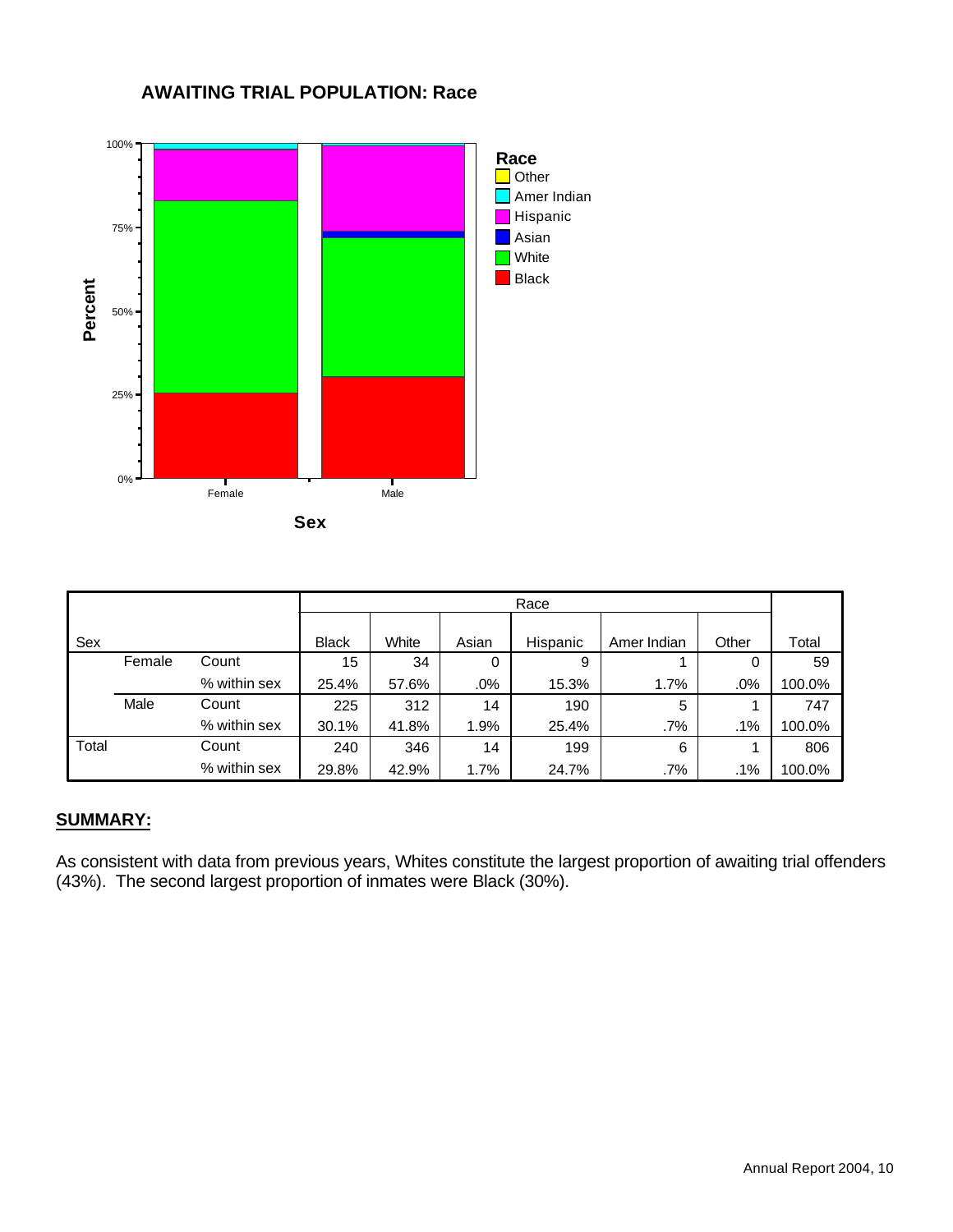## AWAITING TRIAL POPULATION: Race

| Sex | | | Race | | | | | | Total |
|---|---|---|---|---|---|---|---|---|---|
| | | | Black | White | Asian | Hispanic | Amer Indian | Other | |
| | Female | Count | 15 | 34 | 0 | 9 | 1 | 0 | 59 |
| | | % within sex | 25.4% | 57.6% | .0% | 15.3% | 1.7% | .0% | 100.0% |
| | Male | Count | 225 | 312 | 14 | 190 | 5 | 1 | 747 |
| | | % within sex | 30.1% | 41.8% | 1.9% | 25.4% | .7% | .1% | 100.0% |
| Total | | Count | 240 | 346 | 14 | 199 | 6 | 1 | 806 |
| | | % within sex | 29.8% | 42.9% | 1.7% | 24.7% | .7% | .1% | 100.0% |

**SUMMARY:**

As consistent with data from previous years, Whites constitute the largest proportion of awaiting trial offenders (43%). The second largest proportion of inmates were Black (30%).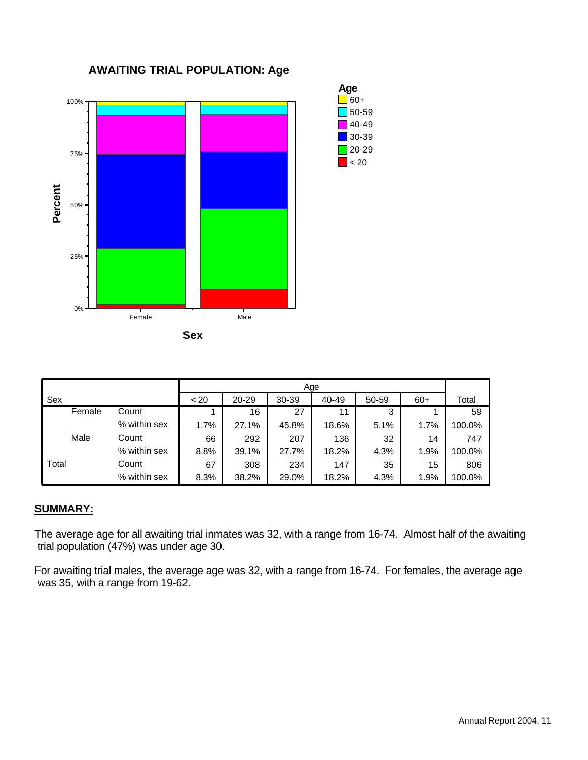## AWAITING TRIAL POPULATION: Age

| Sex | | < 20 | 20-29 | 30-39 | 40-49 | 50-59 | 60+ | Total |
|---|---|---|---|---|---|---|---|---|
| Female | Count | 1 | 16 | 27 | 11 | 3 | 1 | 59 |
| | % within sex | 1.7% | 27.1% | 45.8% | 18.6% | 5.1% | 1.7% | 100.0% |
| Male | Count | 66 | 292 | 207 | 136 | 32 | 14 | 747 |
| | % within sex | 8.8% | 39.1% | 27.7% | 18.2% | 4.3% | 1.9% | 100.0% |
| Total | Count | 67 | 308 | 234 | 147 | 35 | 15 | 806 |
| | % within sex | 8.3% | 38.2% | 29.0% | 18.2% | 4.3% | 1.9% | 100.0% |

**SUMMARY:**

The average age for all awaiting trial inmates was 32, with a range from 16-74. Almost half of the awaiting trial population (47%) was under age 30.

For awaiting trial males, the average age was 32, with a range from 16-74. For females, the average age was 35, with a range from 19-62.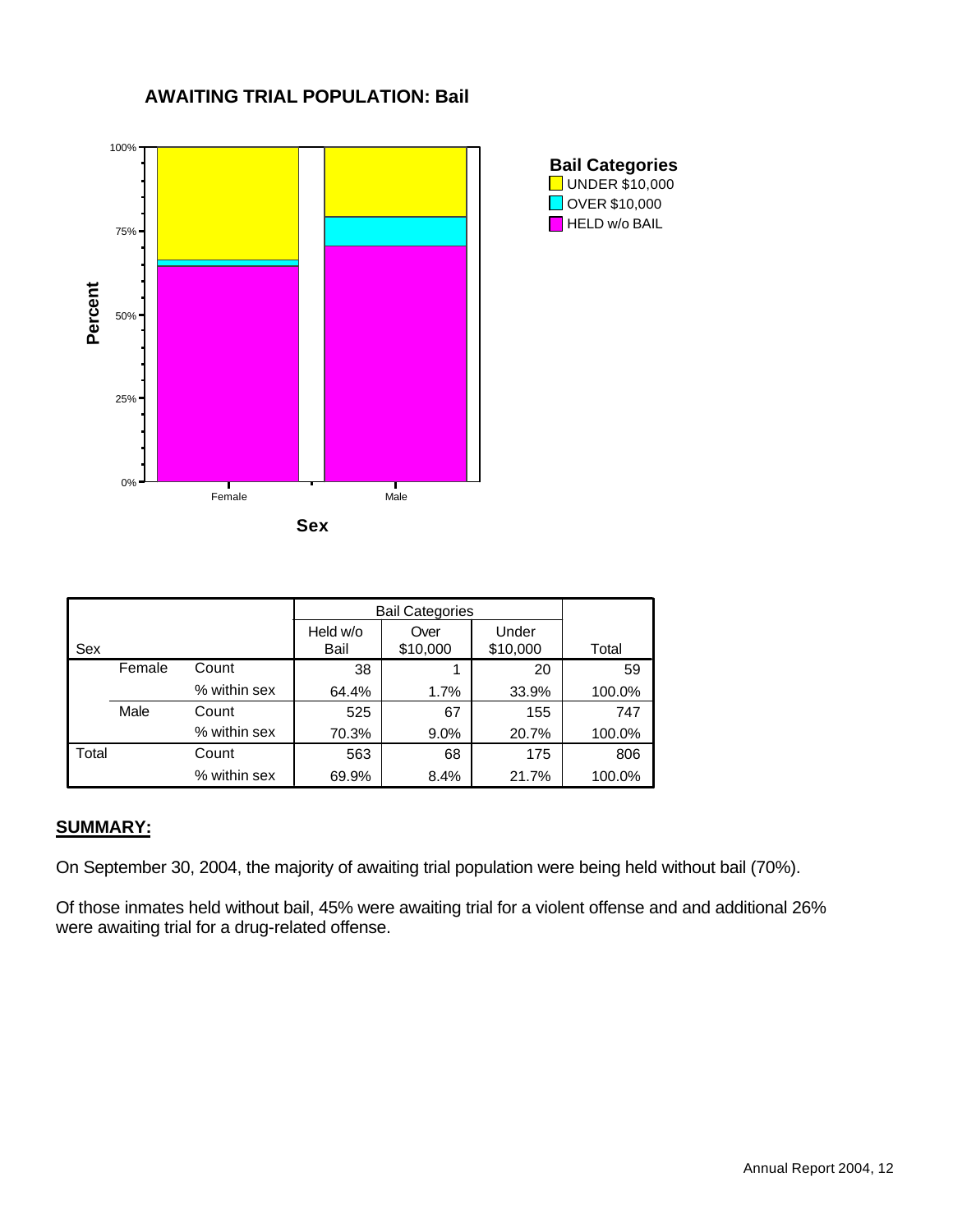## AWAITING TRIAL POPULATION: Bail

| Sex | | Held w/o Bail | Over $10,000 | Under $10,000 | Total |
|---|---|---|---|---|---|
| Female | Count | 38 | 1 | 20 | 59 |
| | % within sex | 64.4% | 1.7% | 33.9% | 100.0% |
| Male | Count | 525 | 67 | 155 | 747 |
| | % within sex | 70.3% | 9.0% | 20.7% | 100.0% |
| Total | Count | 563 | 68 | 175 | 806 |
| | % within sex | 69.9% | 8.4% | 21.7% | 100.0% |

**SUMMARY:**

On September 30, 2004, the majority of awaiting trial population were being held without bail (70%).

Of those inmates held without bail, 45% were awaiting trial for a violent offense and and additional 26% were awaiting trial for a drug-related offense.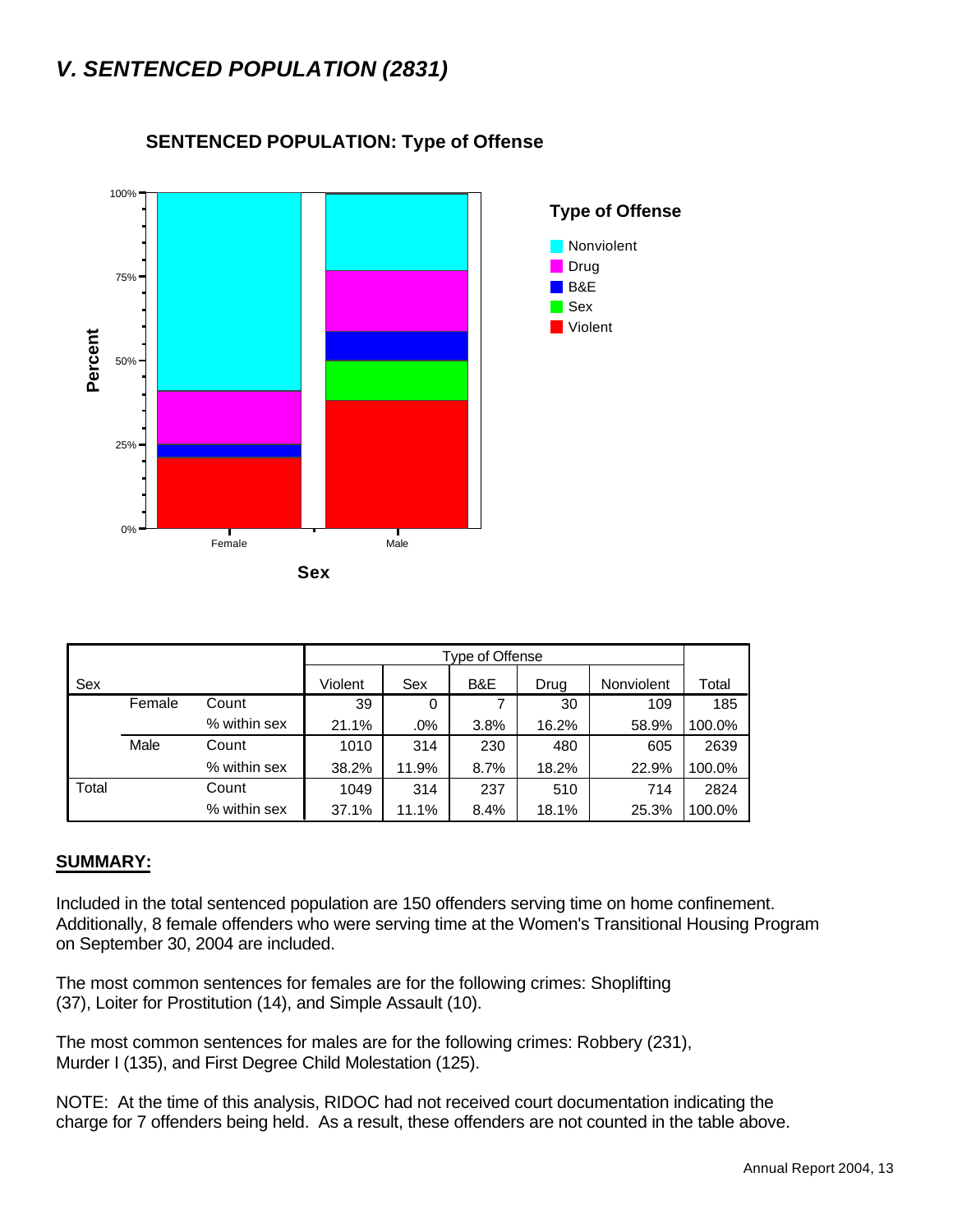# *V. SENTENCED POPULATION (2831)*

**SENTENCED POPULATION: Type of Offense**

| Sex | | | Type of Offense | | | | | Total |
|---|---|---|---|---|---|---|---|---|
| | | | Violent | Sex | B&E | Drug | Nonviolent | |
| | Female | Count | 39 | 0 | 7 | 30 | 109 | 185 |
| | | % within sex | 21.1% | .0% | 3.8% | 16.2% | 58.9% | 100.0% |
| | Male | Count | 1010 | 314 | 230 | 480 | 605 | 2639 |
| | | % within sex | 38.2% | 11.9% | 8.7% | 18.2% | 22.9% | 100.0% |
| Total | | Count | 1049 | 314 | 237 | 510 | 714 | 2824 |
| | | % within sex | 37.1% | 11.1% | 8.4% | 18.1% | 25.3% | 100.0% |

## SUMMARY:

Included in the total sentenced population are 150 offenders serving time on home confinement. Additionally, 8 female offenders who were serving time at the Women's Transitional Housing Program on September 30, 2004 are included.

The most common sentences for females are for the following crimes: Shoplifting (37), Loiter for Prostitution (14), and Simple Assault (10).

The most common sentences for males are for the following crimes: Robbery (231), Murder I (135), and First Degree Child Molestation (125).

NOTE: At the time of this analysis, RIDOC had not received court documentation indicating the charge for 7 offenders being held. As a result, these offenders are not counted in the table above.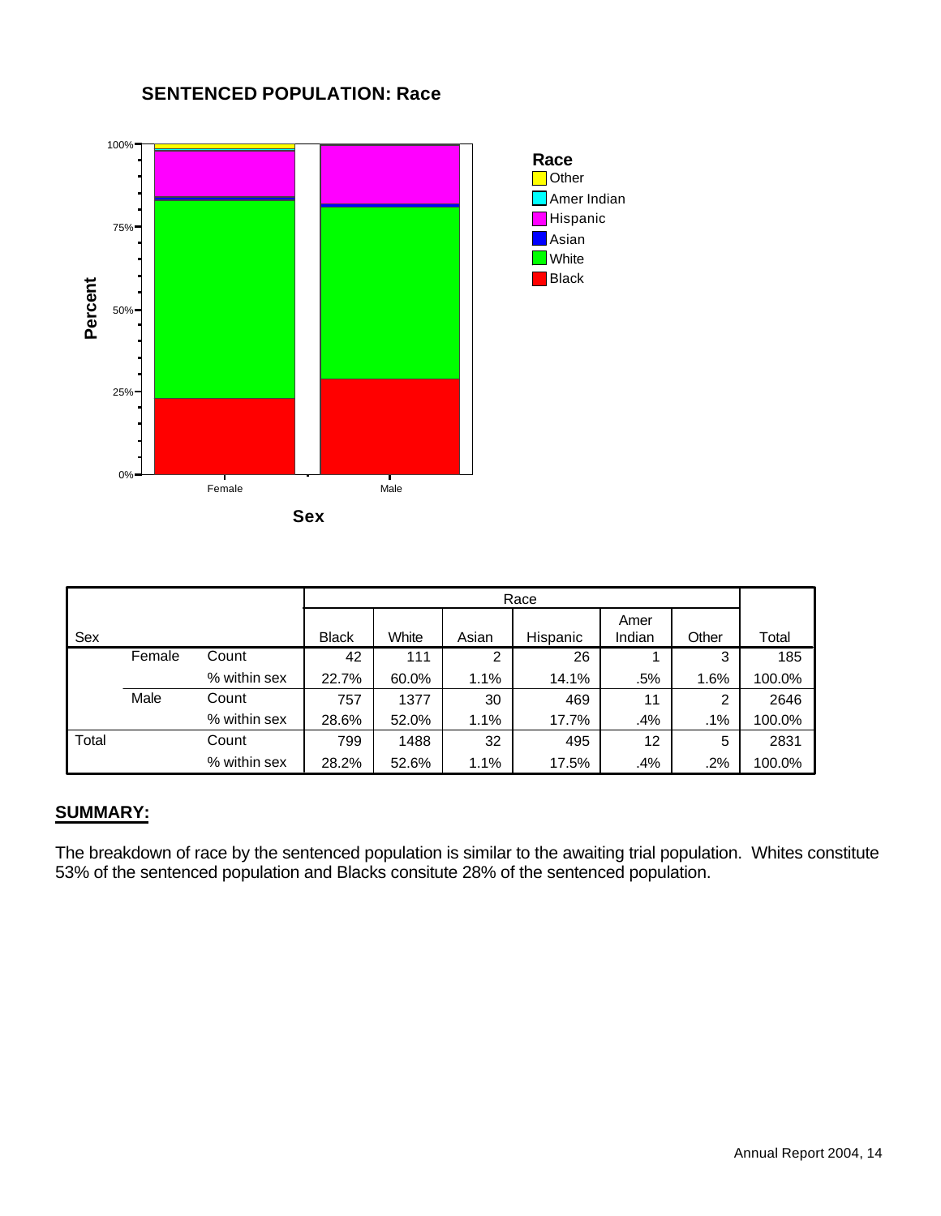## SENTENCED POPULATION: Race

| Sex | | | Black | White | Asian | Hispanic | Amer Indian | Other | Total |
|---|---|---|---|---|---|---|---|---|---|
| | | | Race | | | | | | |
| | Female | Count | 42 | 111 | 2 | 26 | 1 | 3 | 185 |
| | | % within sex | 22.7% | 60.0% | 1.1% | 14.1% | .5% | 1.6% | 100.0% |
| | Male | Count | 757 | 1377 | 30 | 469 | 11 | 2 | 2646 |
| | | % within sex | 28.6% | 52.0% | 1.1% | 17.7% | .4% | .1% | 100.0% |
| Total | | Count | 799 | 1488 | 32 | 495 | 12 | 5 | 2831 |
| | | % within sex | 28.2% | 52.6% | 1.1% | 17.5% | .4% | .2% | 100.0% |

**SUMMARY:**

The breakdown of race by the sentenced population is similar to the awaiting trial population. Whites constitute 53% of the sentenced population and Blacks consitute 28% of the sentenced population.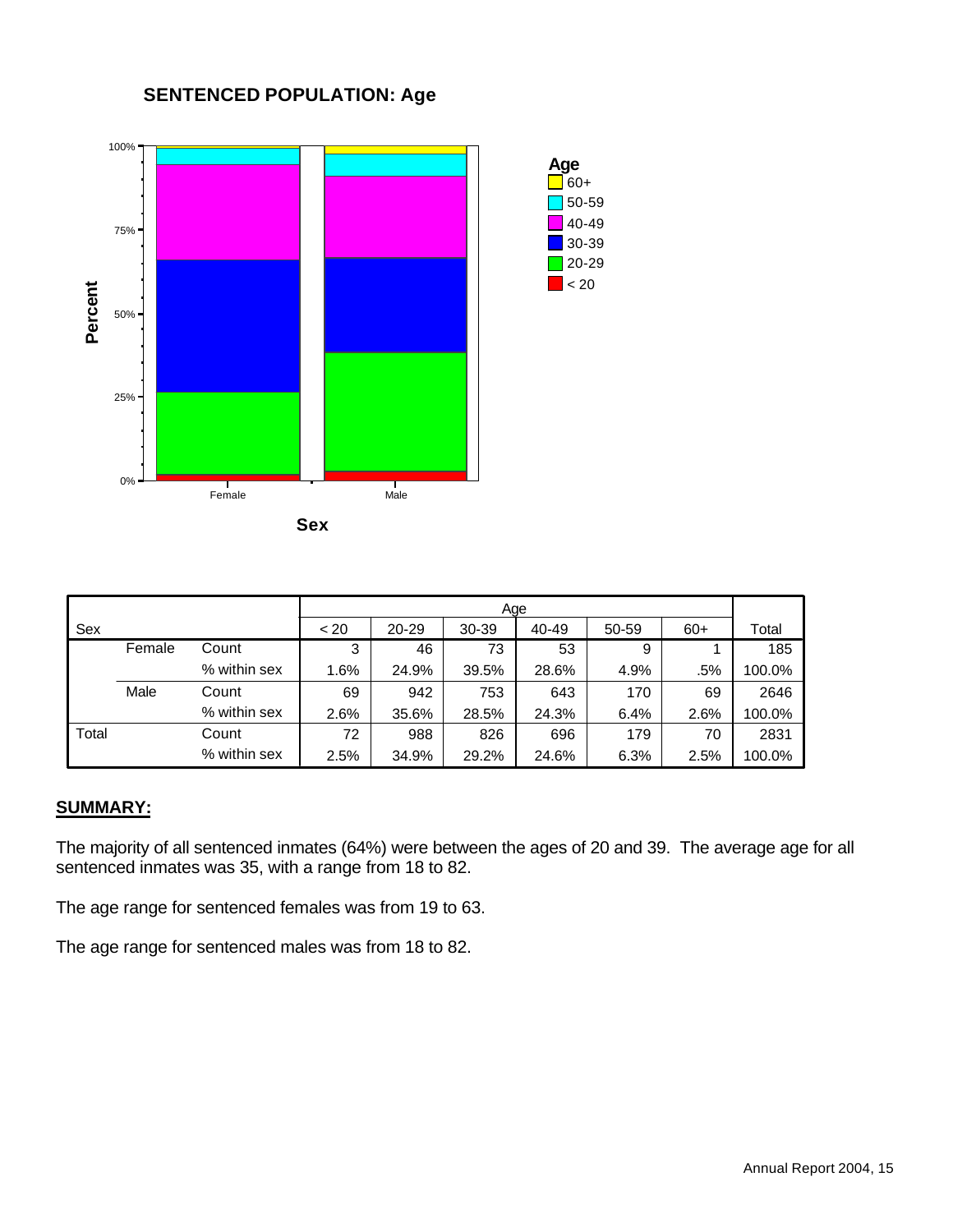## SENTENCED POPULATION: Age

| Sex | | | Age | | | | | | Total |
|---|---|---|---|---|---|---|---|---|---|
| | | | < 20 | 20-29 | 30-39 | 40-49 | 50-59 | 60+ | |
| | Female | Count | 3 | 46 | 73 | 53 | 9 | 1 | 185 |
| | | % within sex | 1.6% | 24.9% | 39.5% | 28.6% | 4.9% | .5% | 100.0% |
| | Male | Count | 69 | 942 | 753 | 643 | 170 | 69 | 2646 |
| | | % within sex | 2.6% | 35.6% | 28.5% | 24.3% | 6.4% | 2.6% | 100.0% |
| Total | | Count | 72 | 988 | 826 | 696 | 179 | 70 | 2831 |
| | | % within sex | 2.5% | 34.9% | 29.2% | 24.6% | 6.3% | 2.5% | 100.0% |

**SUMMARY:**

The majority of all sentenced inmates (64%) were between the ages of 20 and 39. The average age for all sentenced inmates was 35, with a range from 18 to 82.

The age range for sentenced females was from 19 to 63.

The age range for sentenced males was from 18 to 82.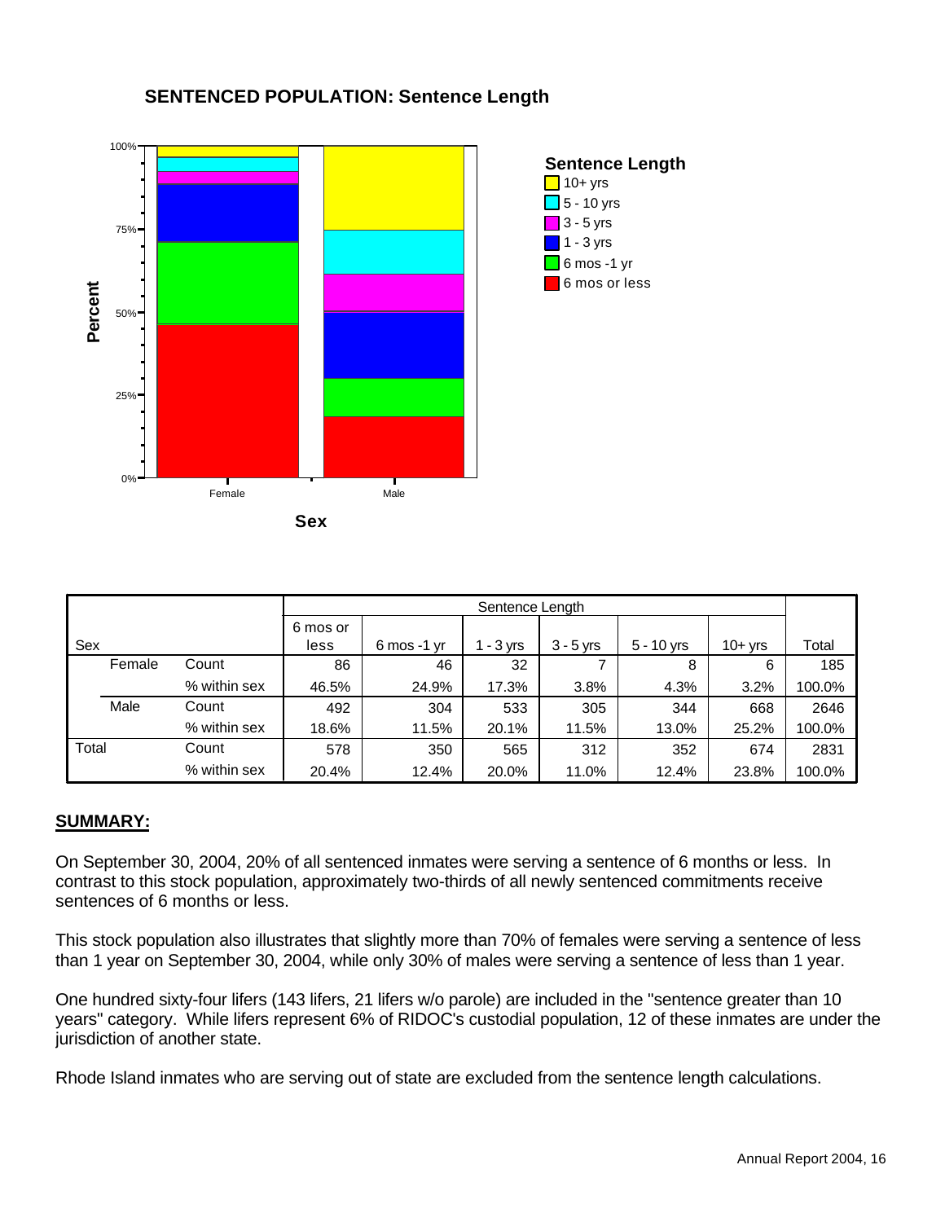## SENTENCED POPULATION: Sentence Length

| Sex | | Sentence Length | | | | | | Total |
|---|---|---|---|---|---|---|---|---|
| | | 6 mos or less | 6 mos -1 yr | 1 - 3 yrs | 3 - 5 yrs | 5 - 10 yrs | 10+ yrs | |
| Female | Count | 86 | 46 | 32 | 7 | 8 | 6 | 185 |
| | % within sex | 46.5% | 24.9% | 17.3% | 3.8% | 4.3% | 3.2% | 100.0% |
| Male | Count | 492 | 304 | 533 | 305 | 344 | 668 | 2646 |
| | % within sex | 18.6% | 11.5% | 20.1% | 11.5% | 13.0% | 25.2% | 100.0% |
| Total | Count | 578 | 350 | 565 | 312 | 352 | 674 | 2831 |
| | % within sex | 20.4% | 12.4% | 20.0% | 11.0% | 12.4% | 23.8% | 100.0% |

**SUMMARY:**

On September 30, 2004, 20% of all sentenced inmates were serving a sentence of 6 months or less. In contrast to this stock population, approximately two-thirds of all newly sentenced commitments receive sentences of 6 months or less.

This stock population also illustrates that slightly more than 70% of females were serving a sentence of less than 1 year on September 30, 2004, while only 30% of males were serving a sentence of less than 1 year.

One hundred sixty-four lifers (143 lifers, 21 lifers w/o parole) are included in the "sentence greater than 10 years" category. While lifers represent 6% of RIDOC's custodial population, 12 of these inmates are under the jurisdiction of another state.

Rhode Island inmates who are serving out of state are excluded from the sentence length calculations.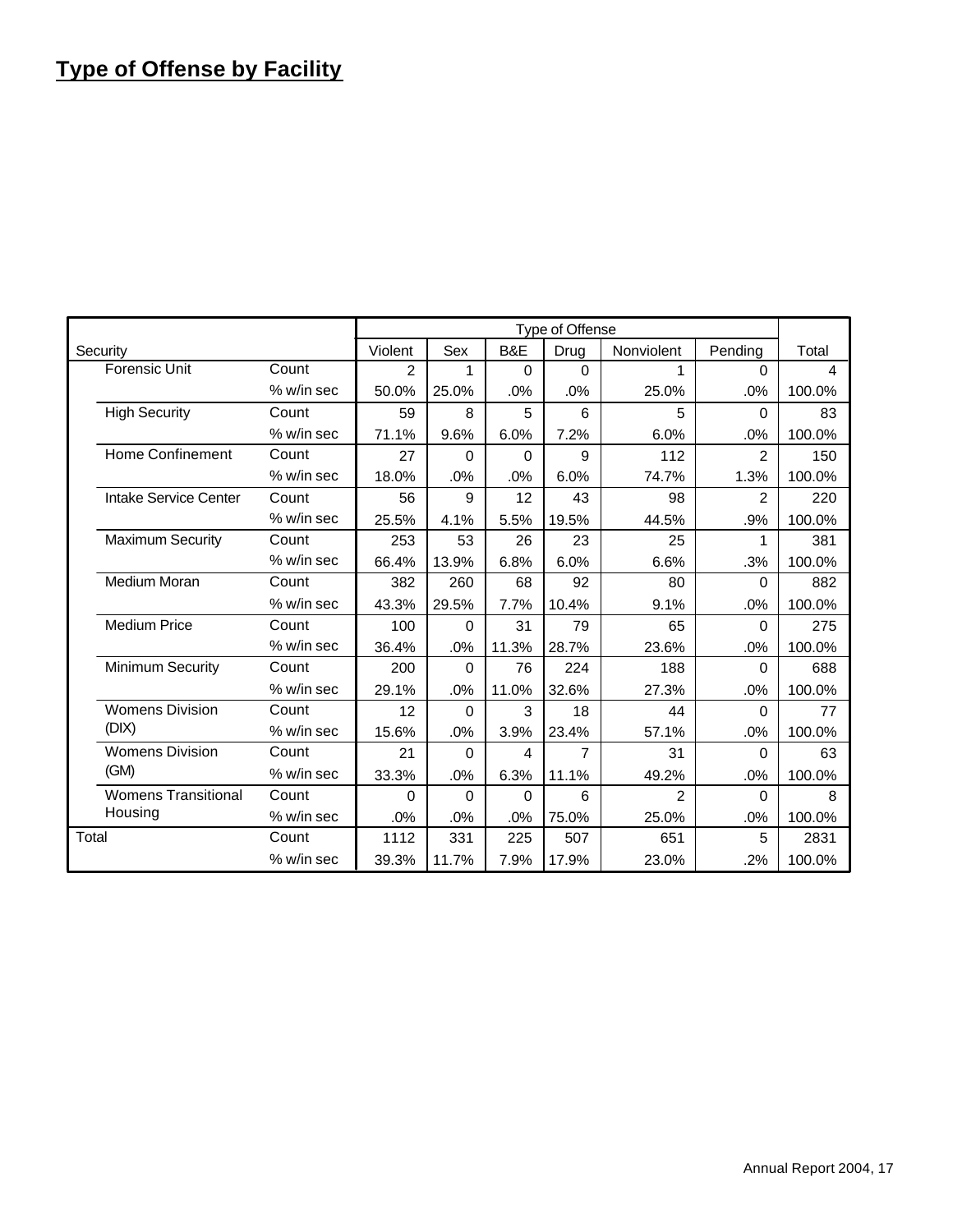## Type of Offense by Facility

| Security | | Type of Offense | | | | | | Total |
|---|---|---|---|---|---|---|---|---|
| | | Violent | Sex | B&E | Drug | Nonviolent | Pending | |
| Forensic Unit | Count | 2 | 1 | 0 | 0 | 1 | 0 | 4 |
| | % w/in sec | 50.0% | 25.0% | .0% | .0% | 25.0% | .0% | 100.0% |
| High Security | Count | 59 | 8 | 5 | 6 | 5 | 0 | 83 |
| | % w/in sec | 71.1% | 9.6% | 6.0% | 7.2% | 6.0% | .0% | 100.0% |
| Home Confinement | Count | 27 | 0 | 0 | 9 | 112 | 2 | 150 |
| | % w/in sec | 18.0% | .0% | .0% | 6.0% | 74.7% | 1.3% | 100.0% |
| Intake Service Center | Count | 56 | 9 | 12 | 43 | 98 | 2 | 220 |
| | % w/in sec | 25.5% | 4.1% | 5.5% | 19.5% | 44.5% | .9% | 100.0% |
| Maximum Security | Count | 253 | 53 | 26 | 23 | 25 | 1 | 381 |
| | % w/in sec | 66.4% | 13.9% | 6.8% | 6.0% | 6.6% | .3% | 100.0% |
| Medium Moran | Count | 382 | 260 | 68 | 92 | 80 | 0 | 882 |
| | % w/in sec | 43.3% | 29.5% | 7.7% | 10.4% | 9.1% | .0% | 100.0% |
| Medium Price | Count | 100 | 0 | 31 | 79 | 65 | 0 | 275 |
| | % w/in sec | 36.4% | .0% | 11.3% | 28.7% | 23.6% | .0% | 100.0% |
| Minimum Security | Count | 200 | 0 | 76 | 224 | 188 | 0 | 688 |
| | % w/in sec | 29.1% | .0% | 11.0% | 32.6% | 27.3% | .0% | 100.0% |
| Womens Division (DIX) | Count | 12 | 0 | 3 | 18 | 44 | 0 | 77 |
| | % w/in sec | 15.6% | .0% | 3.9% | 23.4% | 57.1% | .0% | 100.0% |
| Womens Division (GM) | Count | 21 | 0 | 4 | 7 | 31 | 0 | 63 |
| | % w/in sec | 33.3% | .0% | 6.3% | 11.1% | 49.2% | .0% | 100.0% |
| Womens Transitional Housing | Count | 0 | 0 | 0 | 6 | 2 | 0 | 8 |
| | % w/in sec | .0% | .0% | .0% | 75.0% | 25.0% | .0% | 100.0% |
| Total | Count | 1112 | 331 | 225 | 507 | 651 | 5 | 2831 |
| | % w/in sec | 39.3% | 11.7% | 7.9% | 17.9% | 23.0% | .2% | 100.0% |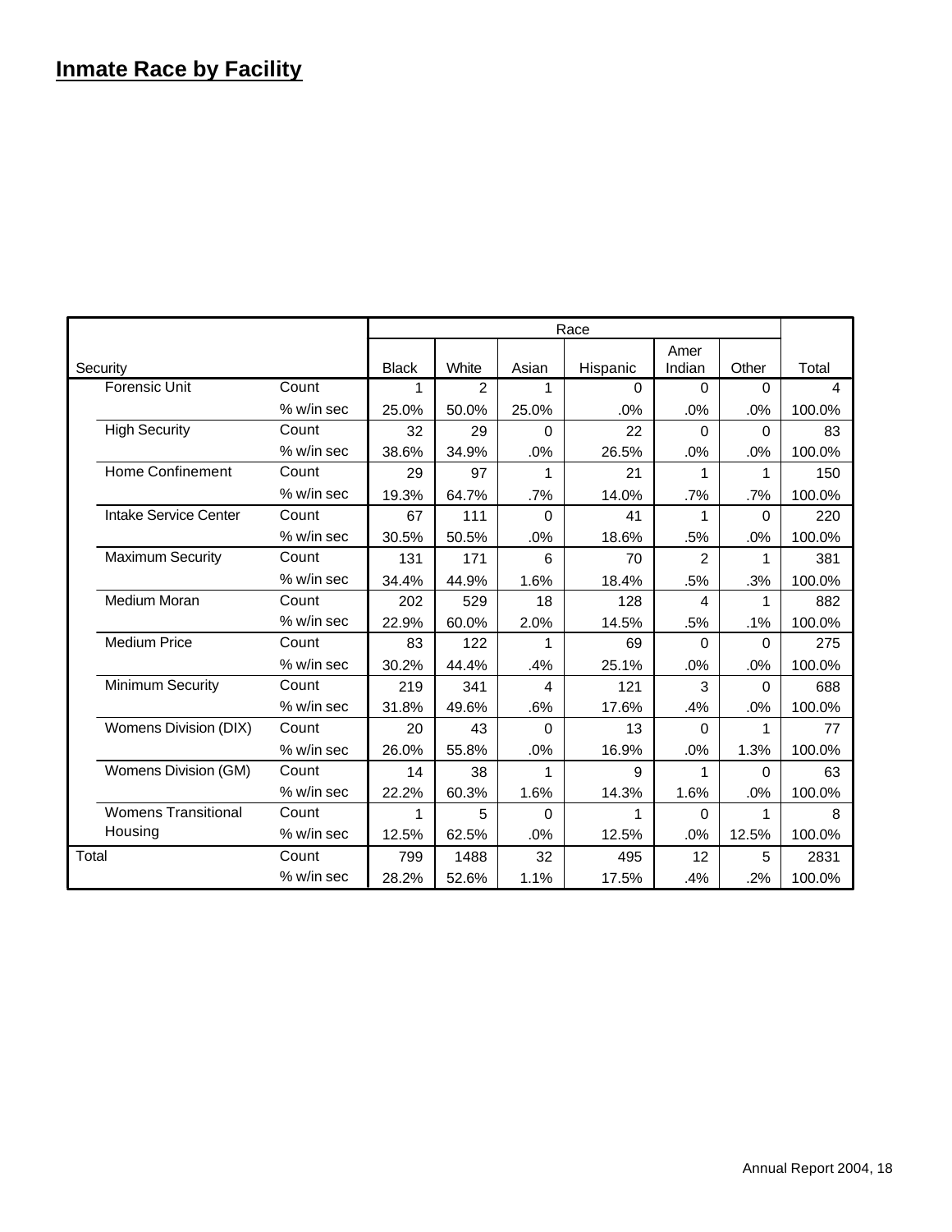# Inmate Race by Facility

| Security | | Race | | | | | | Total |
|---|---|---|---|---|---|---|---|---|
| | | Black | White | Asian | Hispanic | Amer Indian | Other | |
| Forensic Unit | Count | 1 | 2 | 1 | 0 | 0 | 0 | 4 |
| | % w/in sec | 25.0% | 50.0% | 25.0% | .0% | .0% | .0% | 100.0% |
| High Security | Count | 32 | 29 | 0 | 22 | 0 | 0 | 83 |
| | % w/in sec | 38.6% | 34.9% | .0% | 26.5% | .0% | .0% | 100.0% |
| Home Confinement | Count | 29 | 97 | 1 | 21 | 1 | 1 | 150 |
| | % w/in sec | 19.3% | 64.7% | .7% | 14.0% | .7% | .7% | 100.0% |
| Intake Service Center | Count | 67 | 111 | 0 | 41 | 1 | 0 | 220 |
| | % w/in sec | 30.5% | 50.5% | .0% | 18.6% | .5% | .0% | 100.0% |
| Maximum Security | Count | 131 | 171 | 6 | 70 | 2 | 1 | 381 |
| | % w/in sec | 34.4% | 44.9% | 1.6% | 18.4% | .5% | .3% | 100.0% |
| Medium Moran | Count | 202 | 529 | 18 | 128 | 4 | 1 | 882 |
| | % w/in sec | 22.9% | 60.0% | 2.0% | 14.5% | .5% | .1% | 100.0% |
| Medium Price | Count | 83 | 122 | 1 | 69 | 0 | 0 | 275 |
| | % w/in sec | 30.2% | 44.4% | .4% | 25.1% | .0% | .0% | 100.0% |
| Minimum Security | Count | 219 | 341 | 4 | 121 | 3 | 0 | 688 |
| | % w/in sec | 31.8% | 49.6% | .6% | 17.6% | .4% | .0% | 100.0% |
| Womens Division (DIX) | Count | 20 | 43 | 0 | 13 | 0 | 1 | 77 |
| | % w/in sec | 26.0% | 55.8% | .0% | 16.9% | .0% | 1.3% | 100.0% |
| Womens Division (GM) | Count | 14 | 38 | 1 | 9 | 1 | 0 | 63 |
| | % w/in sec | 22.2% | 60.3% | 1.6% | 14.3% | 1.6% | .0% | 100.0% |
| Womens Transitional Housing | Count | 1 | 5 | 0 | 1 | 0 | 1 | 8 |
| | % w/in sec | 12.5% | 62.5% | .0% | 12.5% | .0% | 12.5% | 100.0% |
| Total | Count | 799 | 1488 | 32 | 495 | 12 | 5 | 2831 |
| | % w/in sec | 28.2% | 52.6% | 1.1% | 17.5% | .4% | .2% | 100.0% |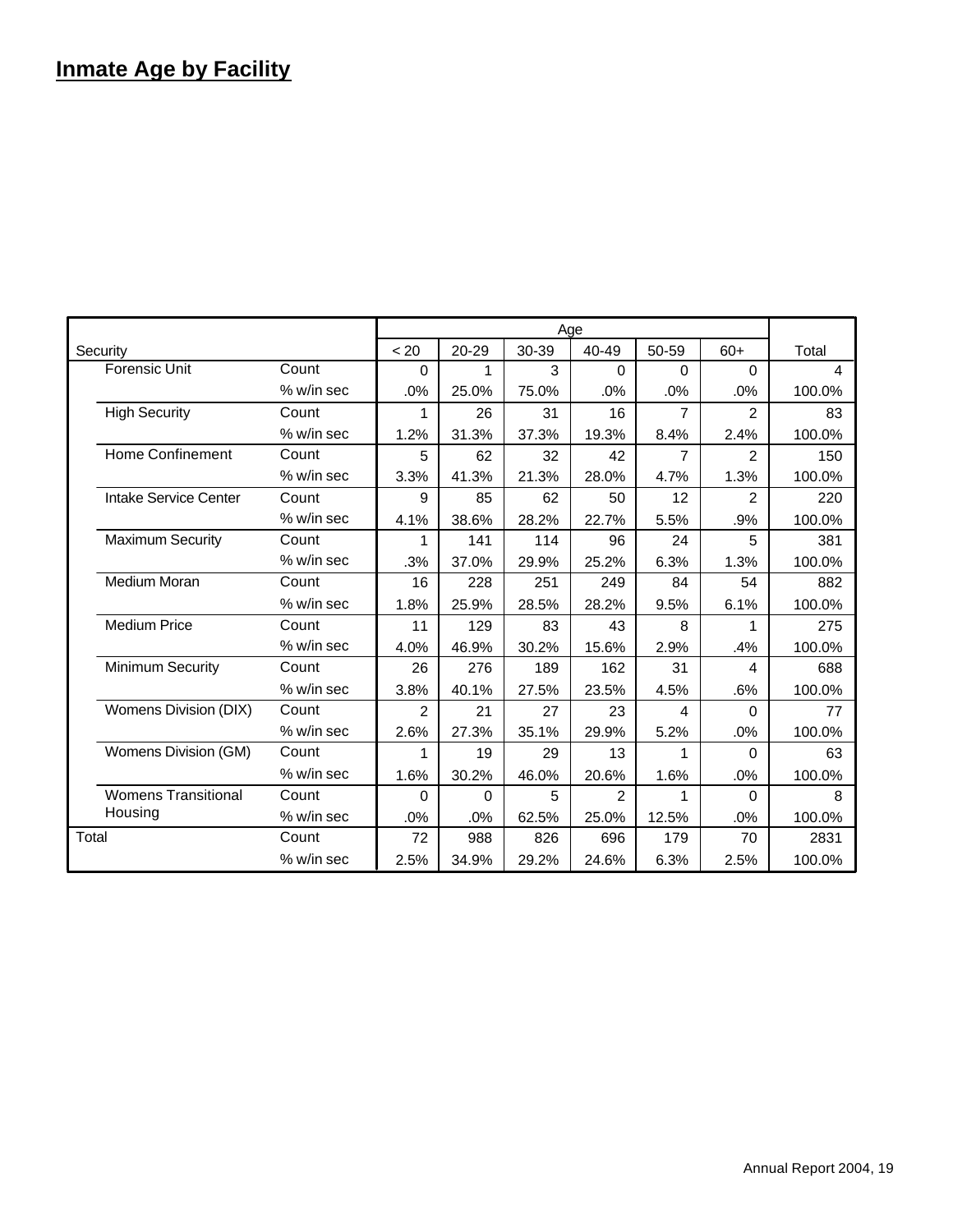# Inmate Age by Facility

| Security | | Age | | | | | | Total |
|---|---|---|---|---|---|---|---|---|
| | | < 20 | 20-29 | 30-39 | 40-49 | 50-59 | 60+ | |
| Forensic Unit | Count | 0 | 1 | 3 | 0 | 0 | 0 | 4 |
| | % w/in sec | .0% | 25.0% | 75.0% | .0% | .0% | .0% | 100.0% |
| High Security | Count | 1 | 26 | 31 | 16 | 7 | 2 | 83 |
| | % w/in sec | 1.2% | 31.3% | 37.3% | 19.3% | 8.4% | 2.4% | 100.0% |
| Home Confinement | Count | 5 | 62 | 32 | 42 | 7 | 2 | 150 |
| | % w/in sec | 3.3% | 41.3% | 21.3% | 28.0% | 4.7% | 1.3% | 100.0% |
| Intake Service Center | Count | 9 | 85 | 62 | 50 | 12 | 2 | 220 |
| | % w/in sec | 4.1% | 38.6% | 28.2% | 22.7% | 5.5% | .9% | 100.0% |
| Maximum Security | Count | 1 | 141 | 114 | 96 | 24 | 5 | 381 |
| | % w/in sec | .3% | 37.0% | 29.9% | 25.2% | 6.3% | 1.3% | 100.0% |
| Medium Moran | Count | 16 | 228 | 251 | 249 | 84 | 54 | 882 |
| | % w/in sec | 1.8% | 25.9% | 28.5% | 28.2% | 9.5% | 6.1% | 100.0% |
| Medium Price | Count | 11 | 129 | 83 | 43 | 8 | 1 | 275 |
| | % w/in sec | 4.0% | 46.9% | 30.2% | 15.6% | 2.9% | .4% | 100.0% |
| Minimum Security | Count | 26 | 276 | 189 | 162 | 31 | 4 | 688 |
| | % w/in sec | 3.8% | 40.1% | 27.5% | 23.5% | 4.5% | .6% | 100.0% |
| Womens Division (DIX) | Count | 2 | 21 | 27 | 23 | 4 | 0 | 77 |
| | % w/in sec | 2.6% | 27.3% | 35.1% | 29.9% | 5.2% | .0% | 100.0% |
| Womens Division (GM) | Count | 1 | 19 | 29 | 13 | 1 | 0 | 63 |
| | % w/in sec | 1.6% | 30.2% | 46.0% | 20.6% | 1.6% | .0% | 100.0% |
| Womens Transitional Housing | Count | 0 | 0 | 5 | 2 | 1 | 0 | 8 |
| | % w/in sec | .0% | .0% | 62.5% | 25.0% | 12.5% | .0% | 100.0% |
| Total | Count | 72 | 988 | 826 | 696 | 179 | 70 | 2831 |
| | % w/in sec | 2.5% | 34.9% | 29.2% | 24.6% | 6.3% | 2.5% | 100.0% |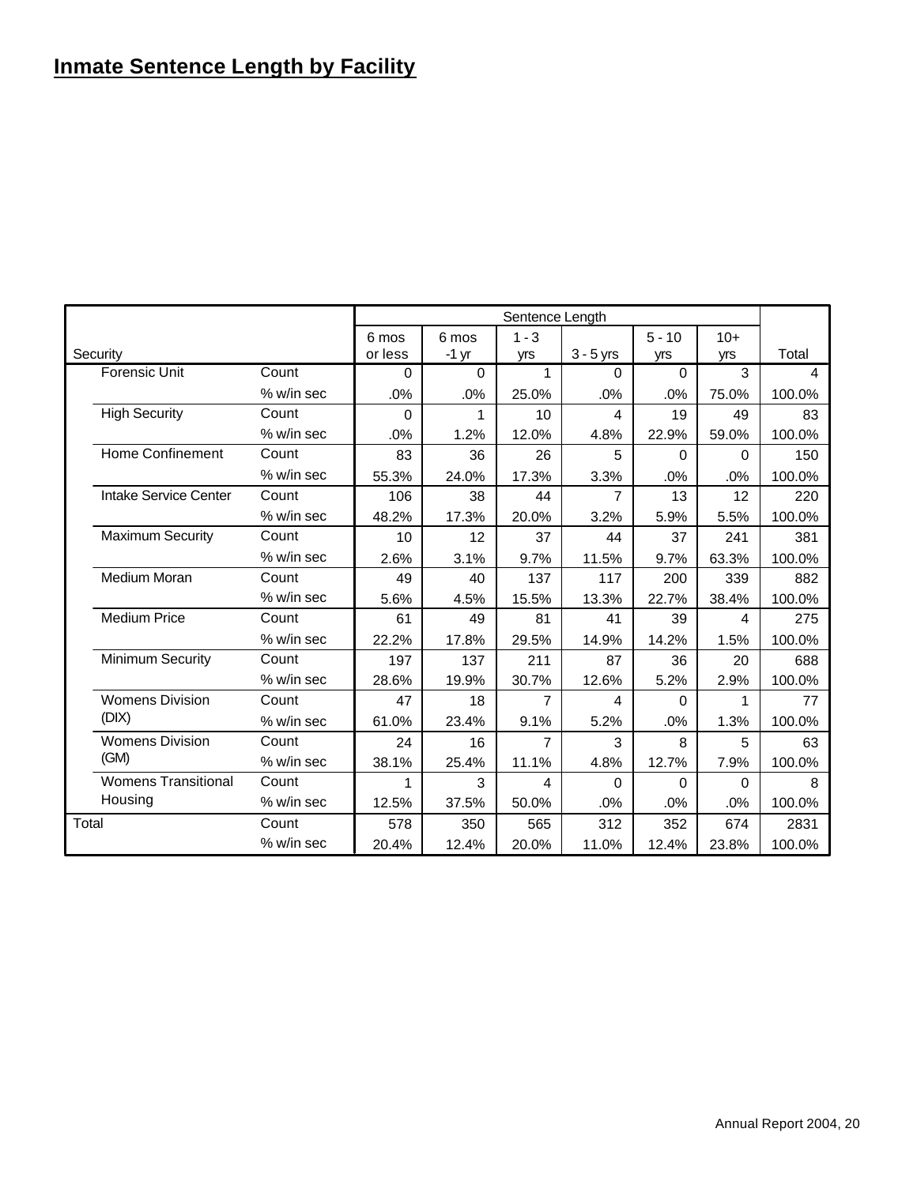# Inmate Sentence Length by Facility

| Security | | Sentence Length | | | | | | Total |
|---|---|---|---|---|---|---|---|---|
| | | 6 mos or less | 6 mos -1 yr | 1 - 3 yrs | 3 - 5 yrs | 5 - 10 yrs | 10+ yrs | |
| Forensic Unit | Count | 0 | 0 | 1 | 0 | 0 | 3 | 4 |
| | % w/in sec | .0% | .0% | 25.0% | .0% | .0% | 75.0% | 100.0% |
| High Security | Count | 0 | 1 | 10 | 4 | 19 | 49 | 83 |
| | % w/in sec | .0% | 1.2% | 12.0% | 4.8% | 22.9% | 59.0% | 100.0% |
| Home Confinement | Count | 83 | 36 | 26 | 5 | 0 | 0 | 150 |
| | % w/in sec | 55.3% | 24.0% | 17.3% | 3.3% | .0% | .0% | 100.0% |
| Intake Service Center | Count | 106 | 38 | 44 | 7 | 13 | 12 | 220 |
| | % w/in sec | 48.2% | 17.3% | 20.0% | 3.2% | 5.9% | 5.5% | 100.0% |
| Maximum Security | Count | 10 | 12 | 37 | 44 | 37 | 241 | 381 |
| | % w/in sec | 2.6% | 3.1% | 9.7% | 11.5% | 9.7% | 63.3% | 100.0% |
| Medium Moran | Count | 49 | 40 | 137 | 117 | 200 | 339 | 882 |
| | % w/in sec | 5.6% | 4.5% | 15.5% | 13.3% | 22.7% | 38.4% | 100.0% |
| Medium Price | Count | 61 | 49 | 81 | 41 | 39 | 4 | 275 |
| | % w/in sec | 22.2% | 17.8% | 29.5% | 14.9% | 14.2% | 1.5% | 100.0% |
| Minimum Security | Count | 197 | 137 | 211 | 87 | 36 | 20 | 688 |
| | % w/in sec | 28.6% | 19.9% | 30.7% | 12.6% | 5.2% | 2.9% | 100.0% |
| Womens Division (DIX) | Count | 47 | 18 | 7 | 4 | 0 | 1 | 77 |
| | % w/in sec | 61.0% | 23.4% | 9.1% | 5.2% | .0% | 1.3% | 100.0% |
| Womens Division (GM) | Count | 24 | 16 | 7 | 3 | 8 | 5 | 63 |
| | % w/in sec | 38.1% | 25.4% | 11.1% | 4.8% | 12.7% | 7.9% | 100.0% |
| Womens Transitional Housing | Count | 1 | 3 | 4 | 0 | 0 | 0 | 8 |
| | % w/in sec | 12.5% | 37.5% | 50.0% | .0% | .0% | .0% | 100.0% |
| Total | Count | 578 | 350 | 565 | 312 | 352 | 674 | 2831 |
| | % w/in sec | 20.4% | 12.4% | 20.0% | 11.0% | 12.4% | 23.8% | 100.0% |

Annual Report 2004, 20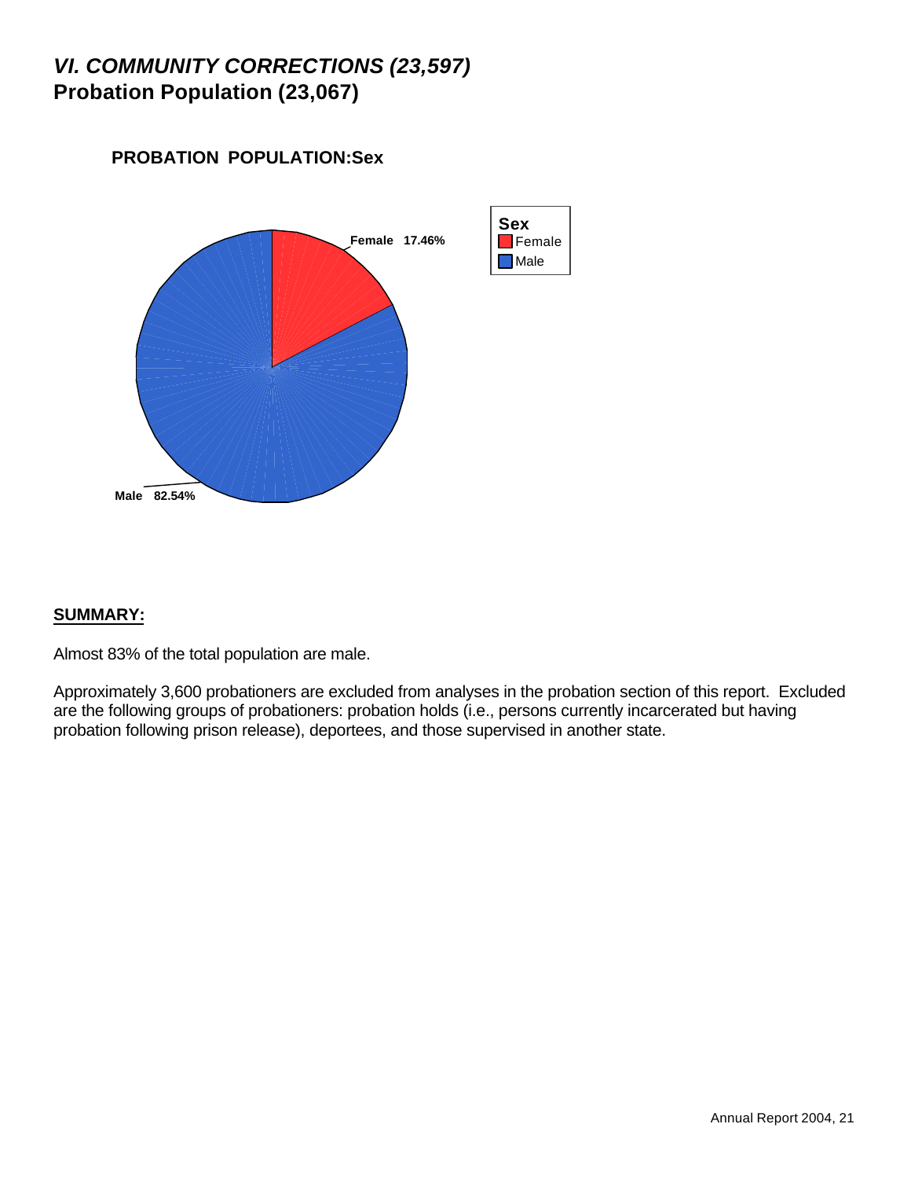# *VI. COMMUNITY CORRECTIONS (23,597)*
## Probation Population (23,067)

**PROBATION POPULATION:Sex**

**Female 17.46%**

**Male 82.54%**

**Sex**
- Female
- Male

**SUMMARY:**

Almost 83% of the total population are male.

Approximately 3,600 probationers are excluded from analyses in the probation section of this report. Excluded are the following groups of probationers: probation holds (i.e., persons currently incarcerated but having probation following prison release), deportees, and those supervised in another state.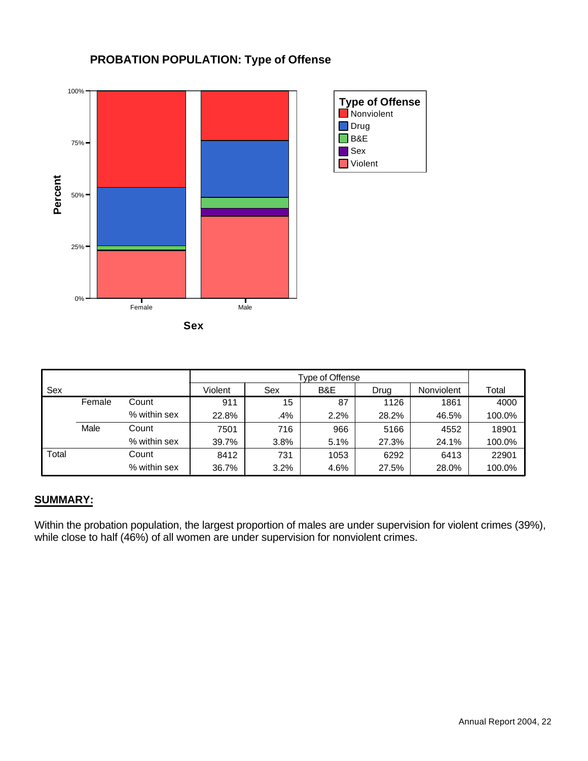## PROBATION POPULATION: Type of Offense

| Sex | | | Type of Offense | | | | | Total |
|---|---|---|---|---|---|---|---|---|
| | | | Violent | Sex | B&E | Drug | Nonviolent | |
| | Female | Count | 911 | 15 | 87 | 1126 | 1861 | 4000 |
| | | % within sex | 22.8% | .4% | 2.2% | 28.2% | 46.5% | 100.0% |
| | Male | Count | 7501 | 716 | 966 | 5166 | 4552 | 18901 |
| | | % within sex | 39.7% | 3.8% | 5.1% | 27.3% | 24.1% | 100.0% |
| Total | | Count | 8412 | 731 | 1053 | 6292 | 6413 | 22901 |
| | | % within sex | 36.7% | 3.2% | 4.6% | 27.5% | 28.0% | 100.0% |

**SUMMARY:**

Within the probation population, the largest proportion of males are under supervision for violent crimes (39%), while close to half (46%) of all women are under supervision for nonviolent crimes.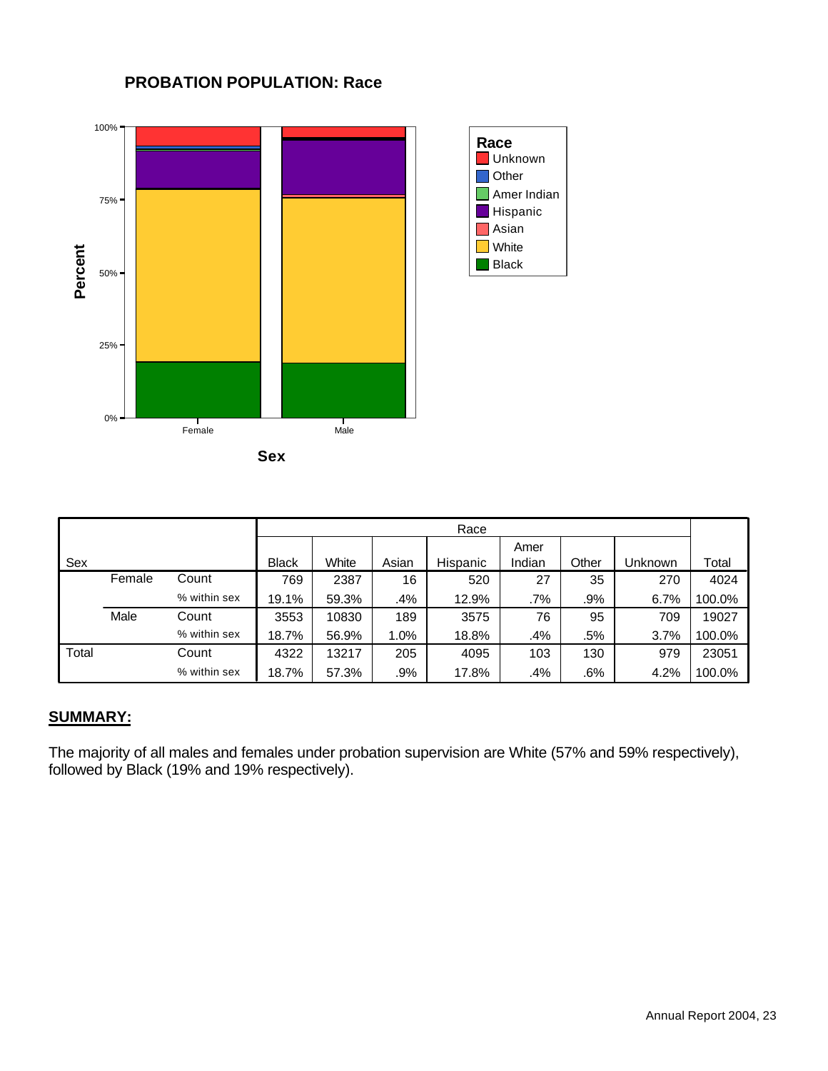## PROBATION POPULATION: Race

| Sex | | | Race | | | | | | | Total |
|---|---|---|---|---|---|---|---|---|---|---|
| | | | Black | White | Asian | Hispanic | Amer Indian | Other | Unknown | |
| | Female | Count | 769 | 2387 | 16 | 520 | 27 | 35 | 270 | 4024 |
| | | % within sex | 19.1% | 59.3% | .4% | 12.9% | .7% | .9% | 6.7% | 100.0% |
| | Male | Count | 3553 | 10830 | 189 | 3575 | 76 | 95 | 709 | 19027 |
| | | % within sex | 18.7% | 56.9% | 1.0% | 18.8% | .4% | .5% | 3.7% | 100.0% |
| Total | | Count | 4322 | 13217 | 205 | 4095 | 103 | 130 | 979 | 23051 |
| | | % within sex | 18.7% | 57.3% | .9% | 17.8% | .4% | .6% | 4.2% | 100.0% |

**SUMMARY:**

The majority of all males and females under probation supervision are White (57% and 59% respectively), followed by Black (19% and 19% respectively).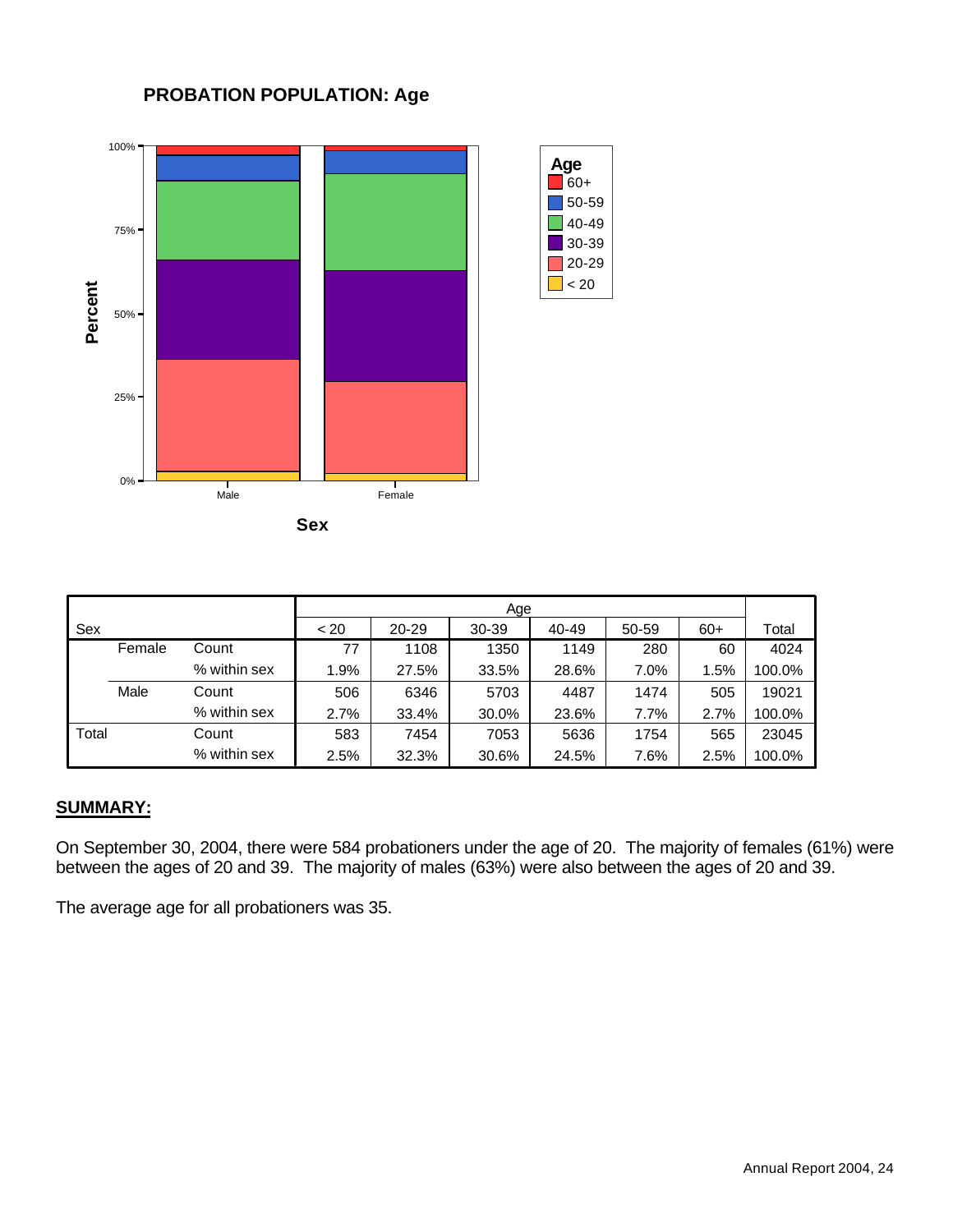## PROBATION POPULATION: Age

| Sex | | < 20 | 20-29 | 30-39 | 40-49 | 50-59 | 60+ | Total |
|---|---|---|---|---|---|---|---|---|
| Female | Count | 77 | 1108 | 1350 | 1149 | 280 | 60 | 4024 |
| | % within sex | 1.9% | 27.5% | 33.5% | 28.6% | 7.0% | 1.5% | 100.0% |
| Male | Count | 506 | 6346 | 5703 | 4487 | 1474 | 505 | 19021 |
| | % within sex | 2.7% | 33.4% | 30.0% | 23.6% | 7.7% | 2.7% | 100.0% |
| Total | Count | 583 | 7454 | 7053 | 5636 | 1754 | 565 | 23045 |
| | % within sex | 2.5% | 32.3% | 30.6% | 24.5% | 7.6% | 2.5% | 100.0% |

**SUMMARY:**

On September 30, 2004, there were 584 probationers under the age of 20. The majority of females (61%) were between the ages of 20 and 39. The majority of males (63%) were also between the ages of 20 and 39.

The average age for all probationers was 35.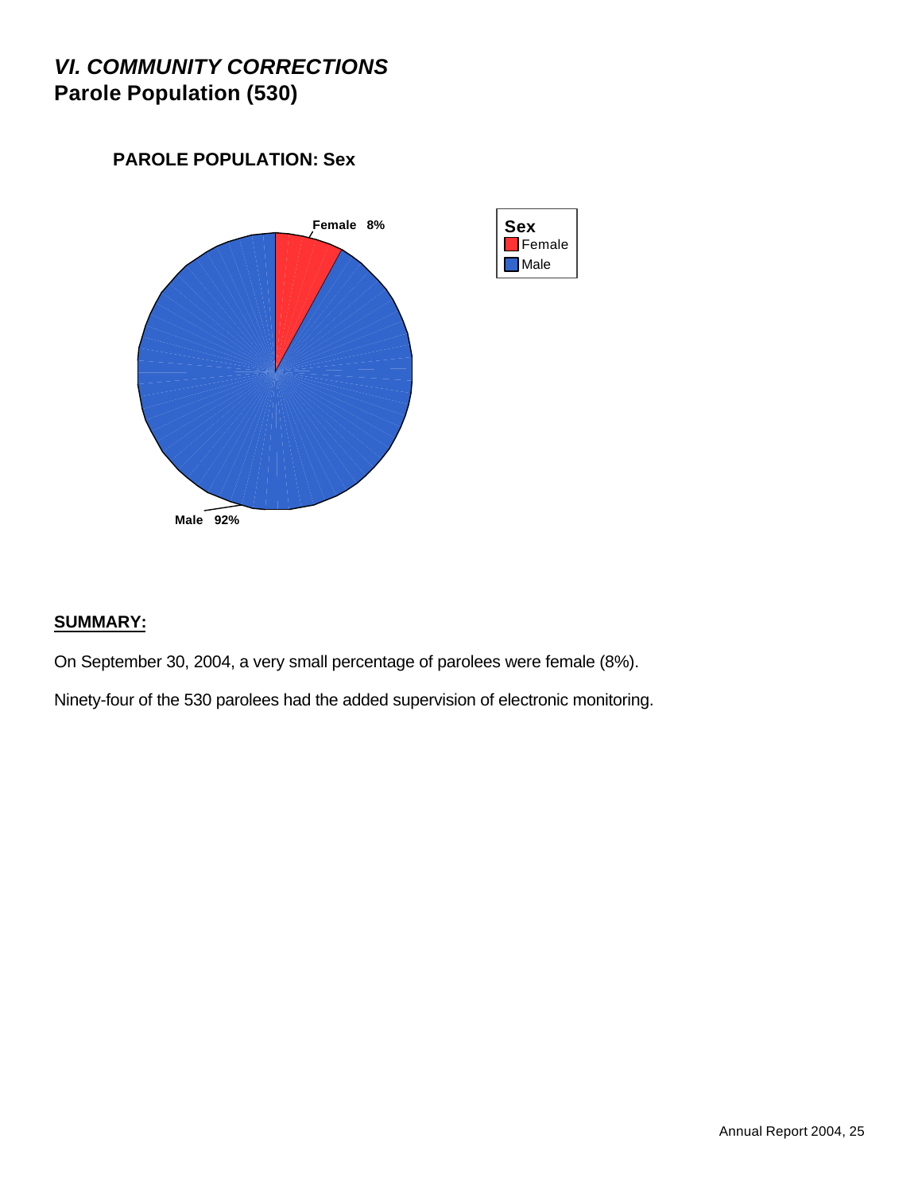# *VI. COMMUNITY CORRECTIONS*

## Parole Population (530)

**PAROLE POPULATION: Sex**

**Female 8%**

**Male 92%**

**Sex**
- Female
- Male

**SUMMARY:**

On September 30, 2004, a very small percentage of parolees were female (8%).

Ninety-four of the 530 parolees had the added supervision of electronic monitoring.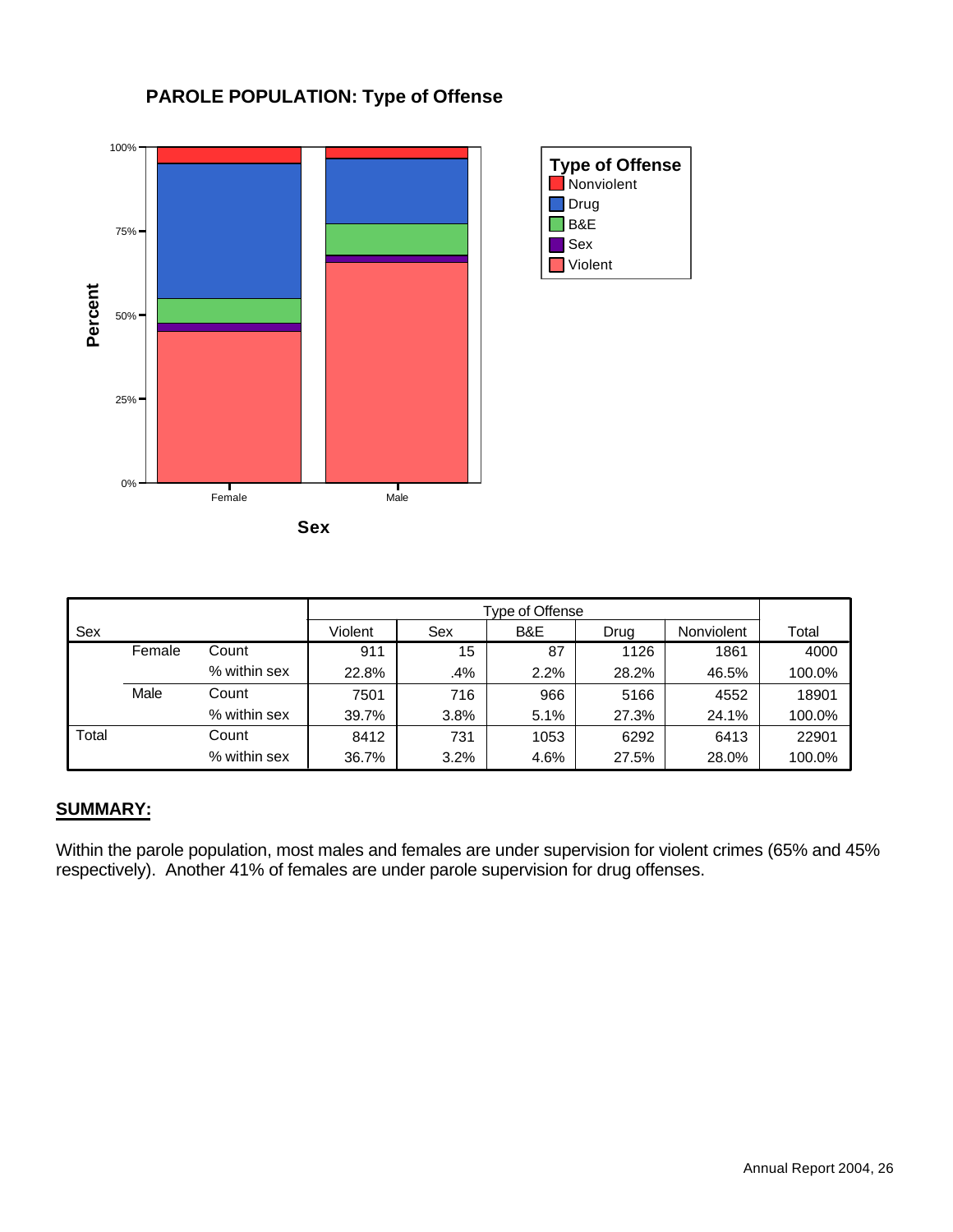## PARLOLE POPULATION: Type of Offense

| Sex | | Type of Offense | | | | | Total |
|---|---|---|---|---|---|---|---|
| | | Violent | Sex | B&E | Drug | Nonviolent | |
| Female | Count | 911 | 15 | 87 | 1126 | 1861 | 4000 |
| | % within sex | 22.8% | .4% | 2.2% | 28.2% | 46.5% | 100.0% |
| Male | Count | 7501 | 716 | 966 | 5166 | 4552 | 18901 |
| | % within sex | 39.7% | 3.8% | 5.1% | 27.3% | 24.1% | 100.0% |
| Total | Count | 8412 | 731 | 1053 | 6292 | 6413 | 22901 |
| | % within sex | 36.7% | 3.2% | 4.6% | 27.5% | 28.0% | 100.0% |

**SUMMARY:**

Within the parole population, most males and females are under supervision for violent crimes (65% and 45% respectively). Another 41% of females are under parole supervision for drug offenses.

## PAROLE POPULATION: Type of Offense

| Sex | | Type of Offense | | | | | Total |
|---|---|---|---|---|---|---|---|
| | | Violent | Sex | B&E | Drug | Nonviolent | |
| Female | Count | 911 | 15 | 87 | 1126 | 1861 | 4000 |
| | % within sex | 22.8% | .4% | 2.2% | 28.2% | 46.5% | 100.0% |
| Male | Count | 7501 | 716 | 966 | 5166 | 4552 | 18901 |
| | % within sex | 39.7% | 3.8% | 5.1% | 27.3% | 24.1% | 100.0% |
| Total | Count | 8412 | 731 | 1053 | 6292 | 6413 | 22901 |
| | % within sex | 36.7% | 3.2% | 4.6% | 27.5% | 28.0% | 100.0% |

**SUMMARY:**

Within the parole population, most males and females are under supervision for violent crimes (65% and 45% respectively). Another 41% of females are under parole supervision for drug offenses.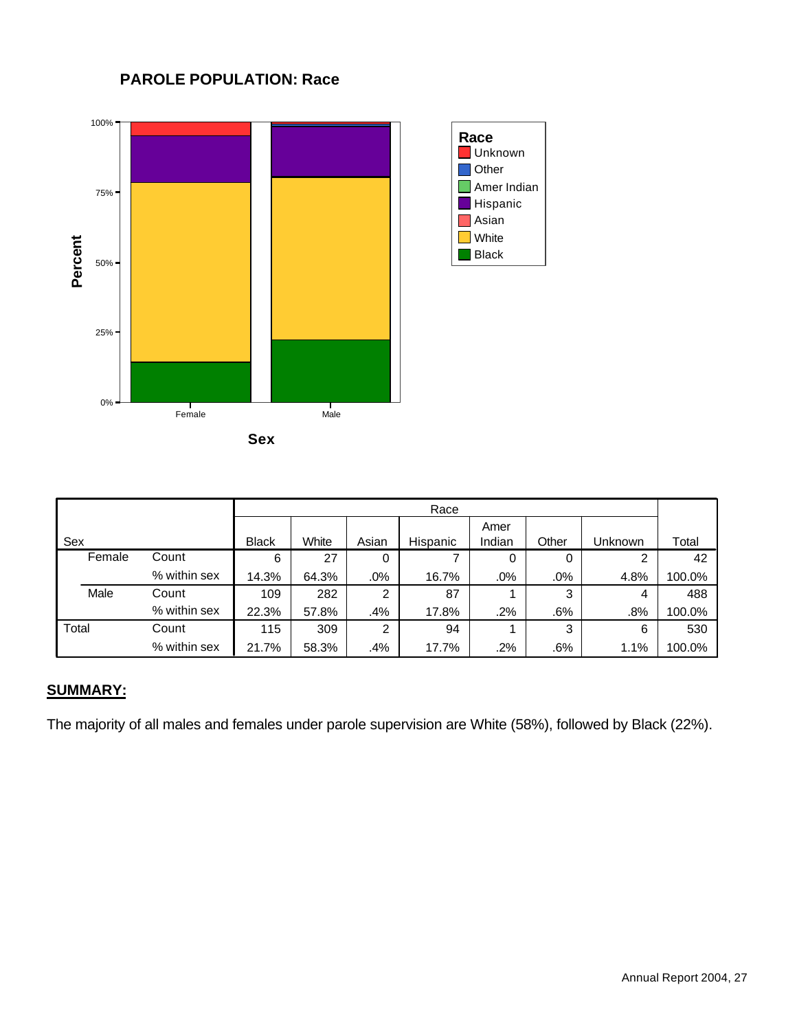## PAROLE POPULATION: Race

| Sex | | Race | | | | | | | Total |
|---|---|---|---|---|---|---|---|---|---|
| | | Black | White | Asian | Hispanic | Amer Indian | Other | Unknown | |
| Female | Count | 6 | 27 | 0 | 7 | 0 | 0 | 2 | 42 |
| | % within sex | 14.3% | 64.3% | .0% | 16.7% | .0% | .0% | 4.8% | 100.0% |
| Male | Count | 109 | 282 | 2 | 87 | 1 | 3 | 4 | 488 |
| | % within sex | 22.3% | 57.8% | .4% | 17.8% | .2% | .6% | .8% | 100.0% |
| Total | Count | 115 | 309 | 2 | 94 | 1 | 3 | 6 | 530 |
| | % within sex | 21.7% | 58.3% | .4% | 17.7% | .2% | .6% | 1.1% | 100.0% |

**SUMMARY:**

The majority of all males and females under parole supervision are White (58%), followed by Black (22%).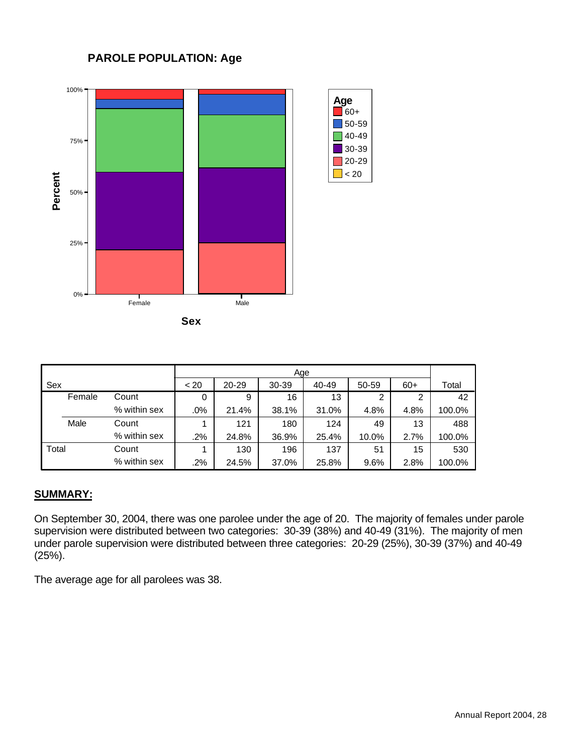## PAROLE POPULATION: Age

| Sex | | < 20 | 20-29 | 30-39 | 40-49 | 50-59 | 60+ | Total |
|---|---|---|---|---|---|---|---|---|
| Female | Count | 0 | 9 | 16 | 13 | 2 | 2 | 42 |
| | % within sex | .0% | 21.4% | 38.1% | 31.0% | 4.8% | 4.8% | 100.0% |
| Male | Count | 1 | 121 | 180 | 124 | 49 | 13 | 488 |
| | % within sex | .2% | 24.8% | 36.9% | 25.4% | 10.0% | 2.7% | 100.0% |
| Total | Count | 1 | 130 | 196 | 137 | 51 | 15 | 530 |
| | % within sex | .2% | 24.5% | 37.0% | 25.8% | 9.6% | 2.8% | 100.0% |

**SUMMARY:**

On September 30, 2004, there was one parolee under the age of 20. The majority of females under parole supervision were distributed between two categories: 30-39 (38%) and 40-49 (31%). The majority of men under parole supervision were distributed between three categories: 20-29 (25%), 30-39 (37%) and 40-49 (25%).

The average age for all parolees was 38.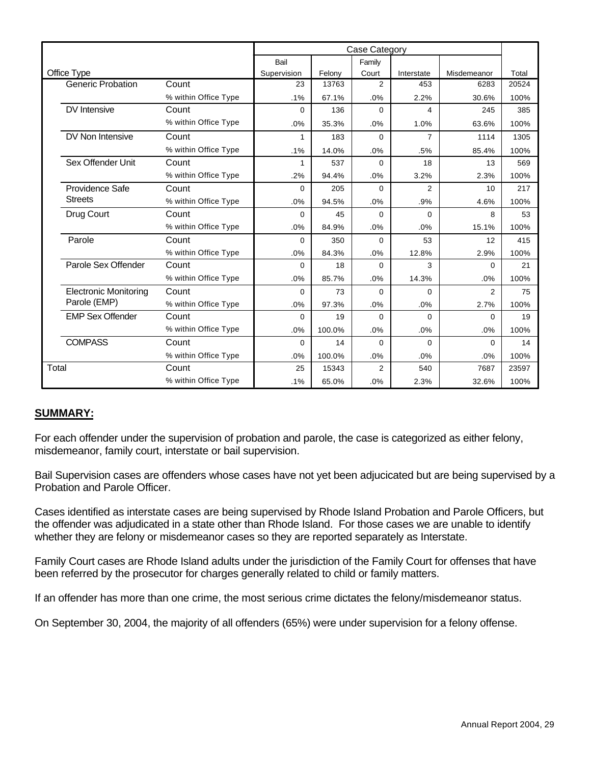| Office Type | | Case Category | | | | | Total |
|---|---|---|---|---|---|---|---|
| | | Bail Supervision | Felony | Family Court | Interstate | Misdemeanor | |
| Generic Probation | Count | 23 | 13763 | 2 | 453 | 6283 | 20524 |
| | % within Office Type | .1% | 67.1% | .0% | 2.2% | 30.6% | 100% |
| DV Intensive | Count | 0 | 136 | 0 | 4 | 245 | 385 |
| | % within Office Type | .0% | 35.3% | .0% | 1.0% | 63.6% | 100% |
| DV Non Intensive | Count | 1 | 183 | 0 | 7 | 1114 | 1305 |
| | % within Office Type | .1% | 14.0% | .0% | .5% | 85.4% | 100% |
| Sex Offender Unit | Count | 1 | 537 | 0 | 18 | 13 | 569 |
| | % within Office Type | .2% | 94.4% | .0% | 3.2% | 2.3% | 100% |
| Providence Safe Streets | Count | 0 | 205 | 0 | 2 | 10 | 217 |
| | % within Office Type | .0% | 94.5% | .0% | .9% | 4.6% | 100% |
| Drug Court | Count | 0 | 45 | 0 | 0 | 8 | 53 |
| | % within Office Type | .0% | 84.9% | .0% | .0% | 15.1% | 100% |
| Parole | Count | 0 | 350 | 0 | 53 | 12 | 415 |
| | % within Office Type | .0% | 84.3% | .0% | 12.8% | 2.9% | 100% |
| Parole Sex Offender | Count | 0 | 18 | 0 | 3 | 0 | 21 |
| | % within Office Type | .0% | 85.7% | .0% | 14.3% | .0% | 100% |
| Electronic Monitoring Parole (EMP) | Count | 0 | 73 | 0 | 0 | 2 | 75 |
| | % within Office Type | .0% | 97.3% | .0% | .0% | 2.7% | 100% |
| EMP Sex Offender | Count | 0 | 19 | 0 | 0 | 0 | 19 |
| | % within Office Type | .0% | 100.0% | .0% | .0% | .0% | 100% |
| COMPASS | Count | 0 | 14 | 0 | 0 | 0 | 14 |
| | % within Office Type | .0% | 100.0% | .0% | .0% | .0% | 100% |
| Total | Count | 25 | 15343 | 2 | 540 | 7687 | 23597 |
| | % within Office Type | .1% | 65.0% | .0% | 2.3% | 32.6% | 100% |

**SUMMARY:**

For each offender under the supervision of probation and parole, the case is categorized as either felony, misdemeanor, family court, interstate or bail supervision.

Bail Supervision cases are offenders whose cases have not yet been adjucicated but are being supervised by a Probation and Parole Officer.

Cases identified as interstate cases are being supervised by Rhode Island Probation and Parole Officers, but the offender was adjudicated in a state other than Rhode Island. For those cases we are unable to identify whether they are felony or misdemeanor cases so they are reported separately as Interstate.

Family Court cases are Rhode Island adults under the jurisdiction of the Family Court for offenses that have been referred by the prosecutor for charges generally related to child or family matters.

If an offender has more than one crime, the most serious crime dictates the felony/misdemeanor status.

On September 30, 2004, the majority of all offenders (65%) were under supervision for a felony offense.